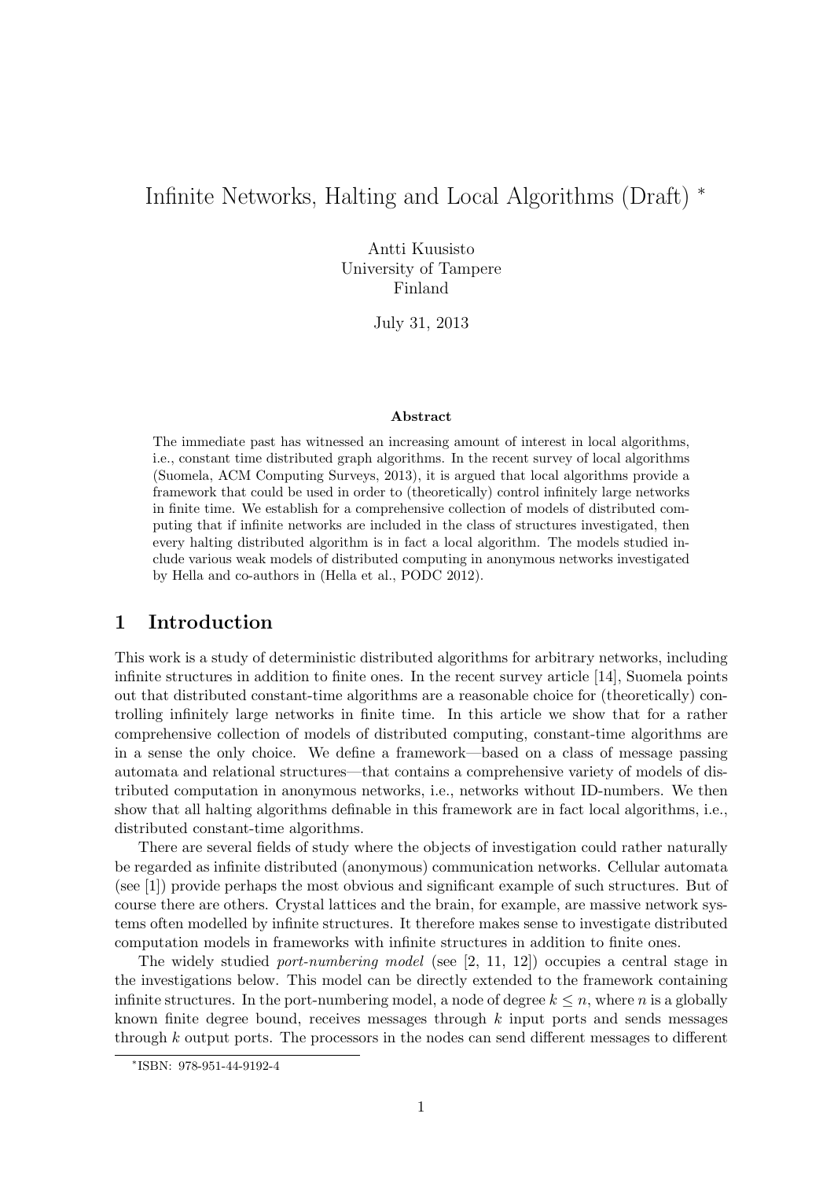# Infinite Networks, Halting and Local Algorithms (Draft) *

Antti Kuusisto
University of Tampere
Finland

July 31, 2013

### Abstract

The immediate past has witnessed an increasing amount of interest in local algorithms, i.e., constant time distributed graph algorithms. In the recent survey of local algorithms (Suomela, ACM Computing Surveys, 2013), it is argued that local algorithms provide a framework that could be used in order to (theoretically) control infinitely large networks in finite time. We establish for a comprehensive collection of models of distributed computing that if infinite networks are included in the class of structures investigated, then every halting distributed algorithm is in fact a local algorithm. The models studied include various weak models of distributed computing in anonymous networks investigated by Hella and co-authors in (Hella et al., PODC 2012).

## 1 Introduction

This work is a study of deterministic distributed algorithms for arbitrary networks, including infinite structures in addition to finite ones. In the recent survey article [14], Suomela points out that distributed constant-time algorithms are a reasonable choice for (theoretically) controlling infinitely large networks in finite time. In this article we show that for a rather comprehensive collection of models of distributed computing, constant-time algorithms are in a sense the only choice. We define a framework—based on a class of message passing automata and relational structures—that contains a comprehensive variety of models of distributed computation in anonymous networks, i.e., networks without ID-numbers. We then show that all halting algorithms definable in this framework are in fact local algorithms, i.e., distributed constant-time algorithms.

There are several fields of study where the objects of investigation could rather naturally be regarded as infinite distributed (anonymous) communication networks. Cellular automata (see [1]) provide perhaps the most obvious and significant example of such structures. But of course there are others. Crystal lattices and the brain, for example, are massive network systems often modelled by infinite structures. It therefore makes sense to investigate distributed computation models in frameworks with infinite structures in addition to finite ones.

The widely studied *port-numbering model* (see [2, 11, 12]) occupies a central stage in the investigations below. This model can be directly extended to the framework containing infinite structures. In the port-numbering model, a node of degree $k \leq n$, where $n$ is a globally known finite degree bound, receives messages through $k$ input ports and sends messages through $k$ output ports. The processors in the nodes can send different messages to different

*ISBN: 978-951-44-9192-4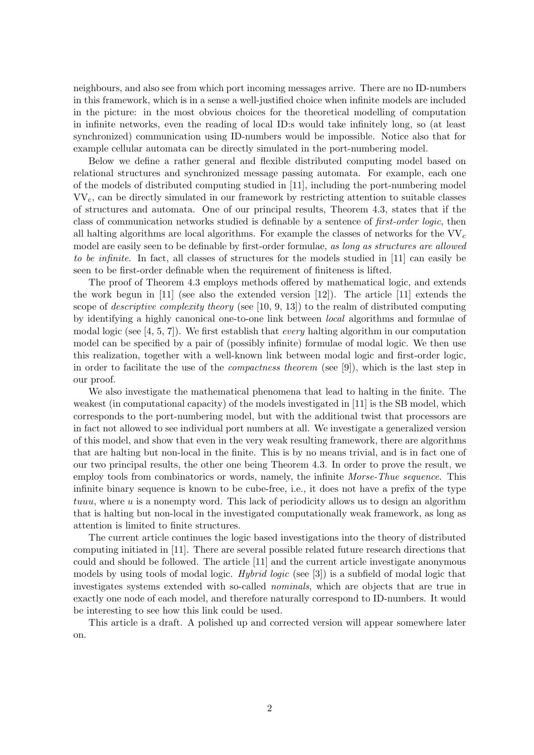neighbours, and also see from which port incoming messages arrive. There are no ID-numbers in this framework, which is in a sense a well-justified choice when infinite models are included in the picture: in the most obvious choices for the theoretical modelling of computation in infinite networks, even the reading of local ID:s would take infinitely long, so (at least synchronized) communication using ID-numbers would be impossible. Notice also that for example cellular automata can be directly simulated in the port-numbering model.

Below we define a rather general and flexible distributed computing model based on relational structures and synchronized message passing automata. For example, each one of the models of distributed computing studied in [11], including the port-numbering model $\mathrm{VV_c}$, can be directly simulated in our framework by restricting attention to suitable classes of structures and automata. One of our principal results, Theorem 4.3, states that if the class of communication networks studied is definable by a sentence of *first-order logic*, then all halting algorithms are local algorithms. For example the classes of networks for the $\mathrm{VV}_c$ model are easily seen to be definable by first-order formulae, *as long as structures are allowed to be infinite*. In fact, all classes of structures for the models studied in [11] can easily be seen to be first-order definable when the requirement of finiteness is lifted.

The proof of Theorem 4.3 employs methods offered by mathematical logic, and extends the work begun in [11] (see also the extended version [12]). The article [11] extends the scope of *descriptive complexity theory* (see [10, 9, 13]) to the realm of distributed computing by identifying a highly canonical one-to-one link between *local* algorithms and formulae of modal logic (see [4, 5, 7]). We first establish that *every* halting algorithm in our computation model can be specified by a pair of (possibly infinite) formulae of modal logic. We then use this realization, together with a well-known link between modal logic and first-order logic, in order to facilitate the use of the *compactness theorem* (see [9]), which is the last step in our proof.

We also investigate the mathematical phenomena that lead to halting in the finite. The weakest (in computational capacity) of the models investigated in [11] is the SB model, which corresponds to the port-numbering model, but with the additional twist that processors are in fact not allowed to see individual port numbers at all. We investigate a generalized version of this model, and show that even in the very weak resulting framework, there are algorithms that are halting but non-local in the finite. This is by no means trivial, and is in fact one of our two principal results, the other one being Theorem 4.3. In order to prove the result, we employ tools from combinatorics or words, namely, the infinite *Morse-Thue sequence*. This infinite binary sequence is known to be cube-free, i.e., it does not have a prefix of the type $tuuu$, where $u$ is a nonempty word. This lack of periodicity allows us to design an algorithm that is halting but non-local in the investigated computationally weak framework, as long as attention is limited to finite structures.

The current article continues the logic based investigations into the theory of distributed computing initiated in [11]. There are several possible related future research directions that could and should be followed. The article [11] and the current article investigate anonymous models by using tools of modal logic. *Hybrid logic* (see [3]) is a subfield of modal logic that investigates systems extended with so-called *nominals*, which are objects that are true in exactly one node of each model, and therefore naturally correspond to ID-numbers. It would be interesting to see how this link could be used.

This article is a draft. A polished up and corrected version will appear somewhere later on.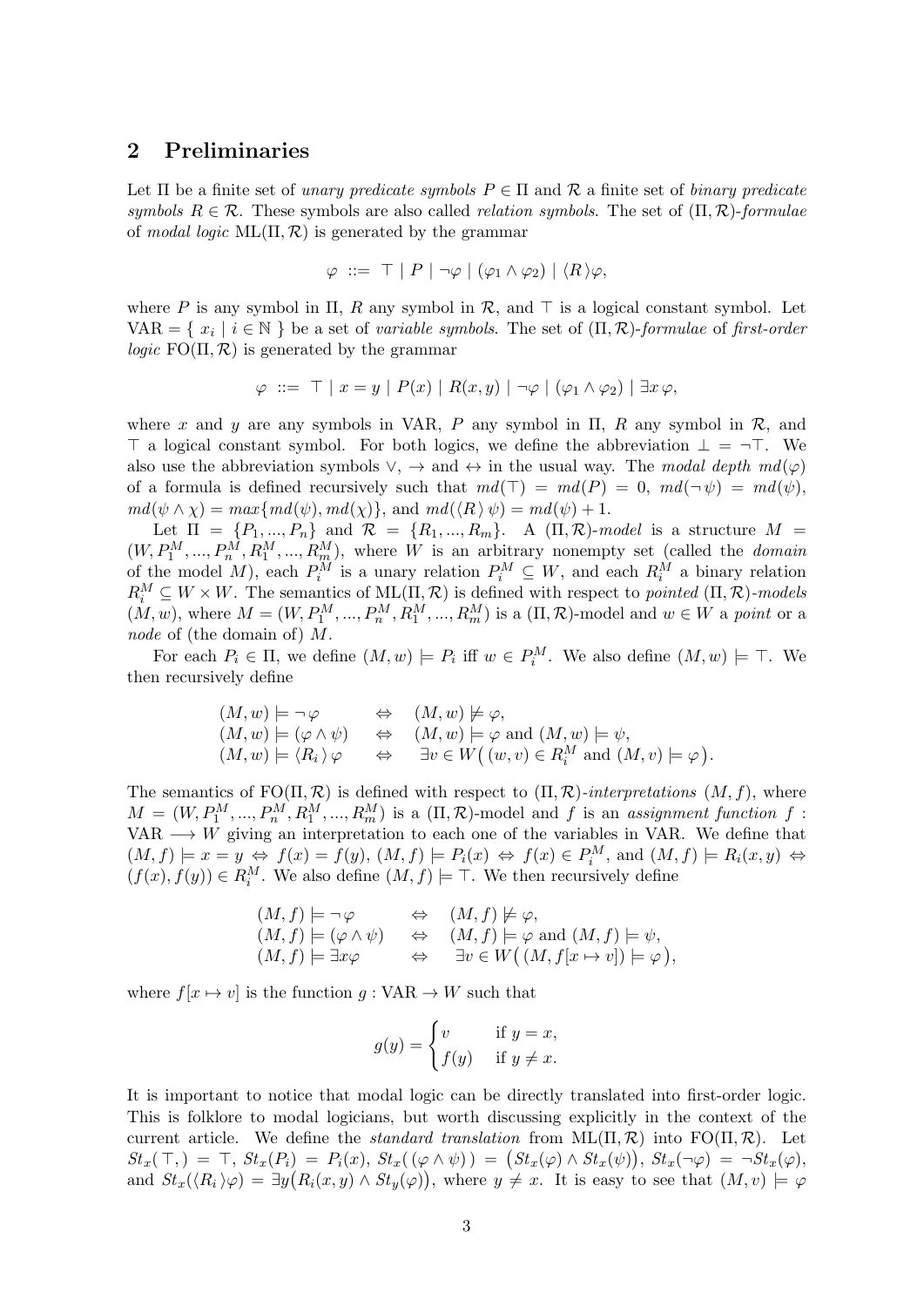## 2 Preliminaries

Let $\Pi$ be a finite set of *unary predicate symbols* $P \in \Pi$ and $\mathcal{R}$ a finite set of *binary predicate symbols* $R \in \mathcal{R}$. These symbols are also called *relation symbols*. The set of $(\Pi, \mathcal{R})$-*formulae* of *modal logic* $\mathrm{ML}(\Pi, \mathcal{R})$ is generated by the grammar

$$\varphi \ ::= \ \top \mid P \mid \neg\varphi \mid (\varphi_1 \wedge \varphi_2) \mid \langle R \rangle \varphi,$$

where $P$ is any symbol in $\Pi$, $R$ any symbol in $\mathcal{R}$, and $\top$ is a logical constant symbol. Let $\mathrm{VAR} = \{ \ x_i \mid i \in \mathbb{N} \ \}$ be a set of *variable symbols*. The set of $(\Pi, \mathcal{R})$-*formulae* of *first-order logic* $\mathrm{FO}(\Pi, \mathcal{R})$ is generated by the grammar

$$\varphi \ ::= \ \top \mid x = y \mid P(x) \mid R(x, y) \mid \neg\varphi \mid (\varphi_1 \wedge \varphi_2) \mid \exists x \, \varphi,$$

where $x$ and $y$ are any symbols in VAR, $P$ any symbol in $\Pi$, $R$ any symbol in $\mathcal{R}$, and $\top$ a logical constant symbol. For both logics, we define the abbreviation $\bot = \neg\top$. We also use the abbreviation symbols $\vee$, $\rightarrow$ and $\leftrightarrow$ in the usual way. The *modal depth* $md(\varphi)$ of a formula is defined recursively such that $md(\top) = md(P) = 0$, $md(\neg\psi) = md(\psi)$, $md(\psi \wedge \chi) = max\{md(\psi), md(\chi)\}$, and $md(\langle R \rangle \psi) = md(\psi) + 1$.

Let $\Pi = \{P_1, ..., P_n\}$ and $\mathcal{R} = \{R_1, ..., R_m\}$. A $(\Pi, \mathcal{R})$-*model* is a structure $M = (W, P_1^M, ..., P_n^M, R_1^M, ..., R_m^M)$, where $W$ is an arbitrary nonempty set (called the *domain* of the model $M$), each $P_i^M$ is a unary relation $P_i^M \subseteq W$, and each $R_i^M$ a binary relation $R_i^M \subseteq W \times W$. The semantics of $\mathrm{ML}(\Pi, \mathcal{R})$ is defined with respect to *pointed* $(\Pi, \mathcal{R})$-*models* $(M, w)$, where $M = (W, P_1^M, ..., P_n^M, R_1^M, ..., R_m^M)$ is a $(\Pi, \mathcal{R})$-model and $w \in W$ a *point* or a *node* of (the domain of) $M$.

For each $P_i \in \Pi$, we define $(M, w) \models P_i$ iff $w \in P_i^M$. We also define $(M, w) \models \top$. We then recursively define

$$\begin{array}{lll} (M, w) \models \neg\varphi & \Leftrightarrow & (M, w) \not\models \varphi, \\ (M, w) \models (\varphi \wedge \psi) & \Leftrightarrow & (M, w) \models \varphi \text{ and } (M, w) \models \psi, \\ (M, w) \models \langle R_i \rangle \varphi & \Leftrightarrow & \exists v \in W \big( (w, v) \in R_i^M \text{ and } (M, v) \models \varphi \big). \end{array}$$

The semantics of $\mathrm{FO}(\Pi, \mathcal{R})$ is defined with respect to $(\Pi, \mathcal{R})$-*interpretations* $(M, f)$, where $M = (W, P_1^M, ..., P_n^M, R_1^M, ..., R_m^M)$ is a $(\Pi, \mathcal{R})$-model and $f$ is an *assignment function* $f : \mathrm{VAR} \longrightarrow W$ giving an interpretation to each one of the variables in VAR. We define that $(M, f) \models x = y \Leftrightarrow f(x) = f(y)$, $(M, f) \models P_i(x) \Leftrightarrow f(x) \in P_i^M$, and $(M, f) \models R_i(x, y) \Leftrightarrow (f(x), f(y)) \in R_i^M$. We also define $(M, f) \models \top$. We then recursively define

$$\begin{array}{lll} (M, f) \models \neg\varphi & \Leftrightarrow & (M, f) \not\models \varphi, \\ (M, f) \models (\varphi \wedge \psi) & \Leftrightarrow & (M, f) \models \varphi \text{ and } (M, f) \models \psi, \\ (M, f) \models \exists x \varphi & \Leftrightarrow & \exists v \in W \big( (M, f[x \mapsto v]) \models \varphi \big), \end{array}$$

where $f[x \mapsto v]$ is the function $g : \mathrm{VAR} \rightarrow W$ such that

$$g(y) = \begin{cases} v & \text{if } y = x, \\ f(y) & \text{if } y \neq x. \end{cases}$$

It is important to notice that modal logic can be directly translated into first-order logic. This is folklore to modal logicians, but worth discussing explicitly in the context of the current article. We define the *standard translation* from $\mathrm{ML}(\Pi, \mathcal{R})$ into $\mathrm{FO}(\Pi, \mathcal{R})$. Let $St_x(\top, ) = \top$, $St_x(P_i) = P_i(x)$, $St_x(\,(\varphi \wedge \psi)\,) = \big(St_x(\varphi) \wedge St_x(\psi)\big)$, $St_x(\neg\varphi) = \neg St_x(\varphi)$, and $St_x(\langle R_i \rangle \varphi) = \exists y \big(R_i(x, y) \wedge St_y(\varphi)\big)$, where $y \neq x$. It is easy to see that $(M, v) \models \varphi$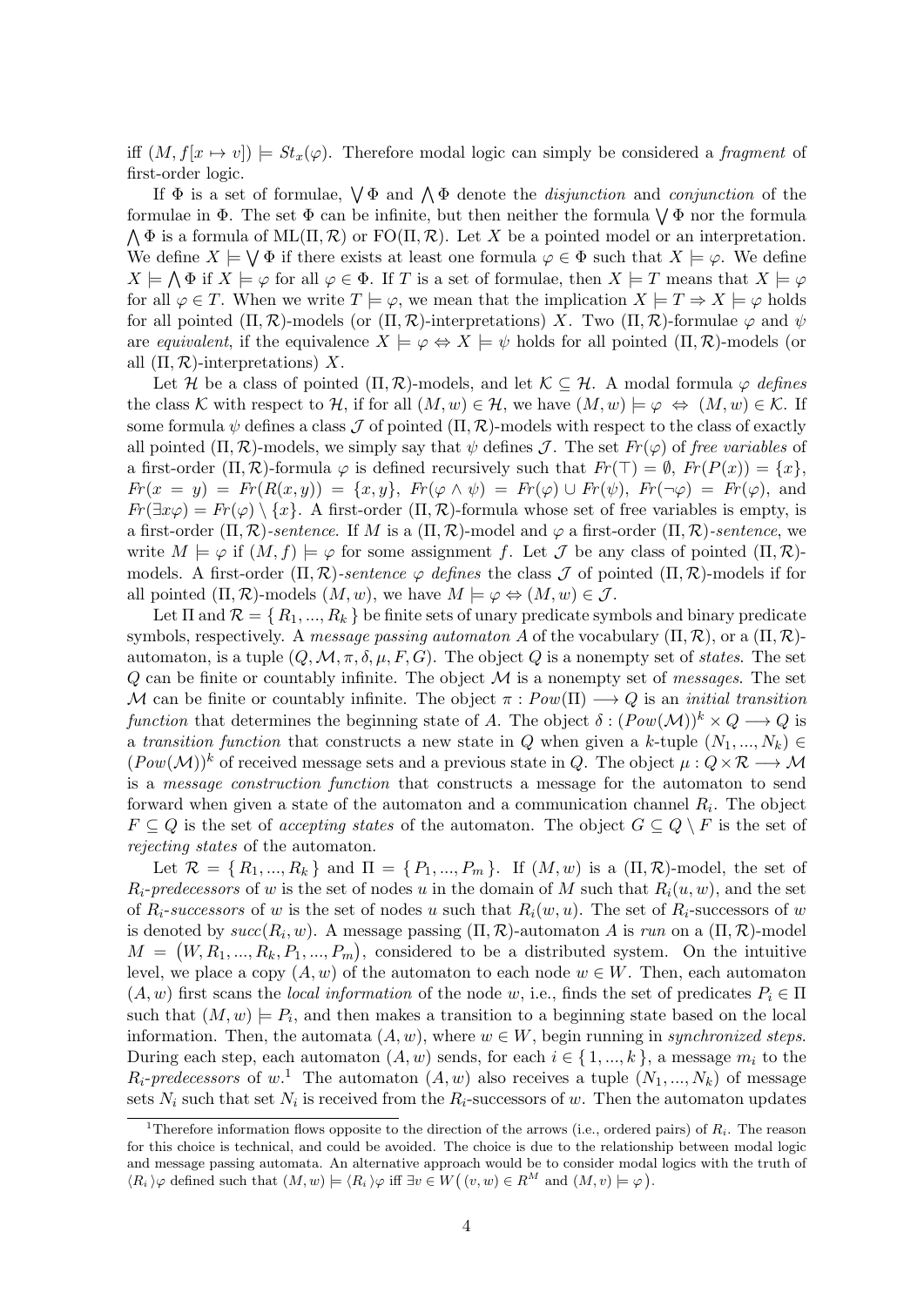iff $(M, f[x \mapsto v]) \models St_x(\varphi)$. Therefore modal logic can simply be considered a *fragment* of first-order logic.

If $\Phi$ is a set of formulae, $\bigvee \Phi$ and $\bigwedge \Phi$ denote the *disjunction* and *conjunction* of the formulae in $\Phi$. The set $\Phi$ can be infinite, but then neither the formula $\bigvee \Phi$ nor the formula $\bigwedge \Phi$ is a formula of $\mathrm{ML}(\Pi, \mathcal{R})$ or $\mathrm{FO}(\Pi, \mathcal{R})$. Let $X$ be a pointed model or an interpretation. We define $X \models \bigvee \Phi$ if there exists at least one formula $\varphi \in \Phi$ such that $X \models \varphi$. We define $X \models \bigwedge \Phi$ if $X \models \varphi$ for all $\varphi \in \Phi$. If $T$ is a set of formulae, then $X \models T$ means that $X \models \varphi$ for all $\varphi \in T$. When we write $T \models \varphi$, we mean that the implication $X \models T \Rightarrow X \models \varphi$ holds for all pointed $(\Pi, \mathcal{R})$-models (or $(\Pi, \mathcal{R})$-interpretations) $X$. Two $(\Pi, \mathcal{R})$-formulae $\varphi$ and $\psi$ are *equivalent*, if the equivalence $X \models \varphi \Leftrightarrow X \models \psi$ holds for all pointed $(\Pi, \mathcal{R})$-models (or all $(\Pi, \mathcal{R})$-interpretations) $X$.

Let $\mathcal{H}$ be a class of pointed $(\Pi, \mathcal{R})$-models, and let $\mathcal{K} \subseteq \mathcal{H}$. A modal formula $\varphi$ *defines* the class $\mathcal{K}$ with respect to $\mathcal{H}$, if for all $(M, w) \in \mathcal{H}$, we have $(M, w) \models \varphi \;\Leftrightarrow\; (M, w) \in \mathcal{K}$. If some formula $\psi$ defines a class $\mathcal{J}$ of pointed $(\Pi, \mathcal{R})$-models with respect to the class of exactly all pointed $(\Pi, \mathcal{R})$-models, we simply say that $\psi$ defines $\mathcal{J}$. The set $Fr(\varphi)$ of *free variables* of a first-order $(\Pi, \mathcal{R})$-formula $\varphi$ is defined recursively such that $Fr(\top) = \emptyset$, $Fr(P(x)) = \{x\}$, $Fr(x = y) = Fr(R(x, y)) = \{x, y\}$, $Fr(\varphi \wedge \psi) = Fr(\varphi) \cup Fr(\psi)$, $Fr(\neg\varphi) = Fr(\varphi)$, and $Fr(\exists x \varphi) = Fr(\varphi) \setminus \{x\}$. A first-order $(\Pi, \mathcal{R})$-formula whose set of free variables is empty, is a first-order $(\Pi, \mathcal{R})$-*sentence*. If $M$ is a $(\Pi, \mathcal{R})$-model and $\varphi$ a first-order $(\Pi, \mathcal{R})$-*sentence*, we write $M \models \varphi$ if $(M, f) \models \varphi$ for some assignment $f$. Let $\mathcal{J}$ be any class of pointed $(\Pi, \mathcal{R})$-models. A first-order $(\Pi, \mathcal{R})$-*sentence* $\varphi$ *defines* the class $\mathcal{J}$ of pointed $(\Pi, \mathcal{R})$-models if for all pointed $(\Pi, \mathcal{R})$-models $(M, w)$, we have $M \models \varphi \Leftrightarrow (M, w) \in \mathcal{J}$.

Let $\Pi$ and $\mathcal{R} = \{ R_1, ..., R_k \}$ be finite sets of unary predicate symbols and binary predicate symbols, respectively. A *message passing automaton* $A$ of the vocabulary $(\Pi, \mathcal{R})$, or a $(\Pi, \mathcal{R})$-automaton, is a tuple $(Q, \mathcal{M}, \pi, \delta, \mu, F, G)$. The object $Q$ is a nonempty set of *states*. The set $Q$ can be finite or countably infinite. The object $\mathcal{M}$ is a nonempty set of *messages*. The set $\mathcal{M}$ can be finite or countably infinite. The object $\pi : Pow(\Pi) \longrightarrow Q$ is an *initial transition function* that determines the beginning state of $A$. The object $\delta : (Pow(\mathcal{M}))^k \times Q \longrightarrow Q$ is a *transition function* that constructs a new state in $Q$ when given a $k$-tuple $(N_1, ..., N_k) \in (Pow(\mathcal{M}))^k$ of received message sets and a previous state in $Q$. The object $\mu : Q \times \mathcal{R} \longrightarrow \mathcal{M}$ is a *message construction function* that constructs a message for the automaton to send forward when given a state of the automaton and a communication channel $R_i$. The object $F \subseteq Q$ is the set of *accepting states* of the automaton. The object $G \subseteq Q \setminus F$ is the set of *rejecting states* of the automaton.

Let $\mathcal{R} = \{ R_1, ..., R_k \}$ and $\Pi = \{ P_1, ..., P_m \}$. If $(M, w)$ is a $(\Pi, \mathcal{R})$-model, the set of $R_i$-*predecessors* of $w$ is the set of nodes $u$ in the domain of $M$ such that $R_i(u, w)$, and the set of $R_i$-*successors* of $w$ is the set of nodes $u$ such that $R_i(w, u)$. The set of $R_i$-successors of $w$ is denoted by $succ(R_i, w)$. A message passing $(\Pi, \mathcal{R})$-automaton $A$ is *run* on a $(\Pi, \mathcal{R})$-model $M = \big(W, R_1, ..., R_k, P_1, ..., P_m\big)$, considered to be a distributed system. On the intuitive level, we place a copy $(A, w)$ of the automaton to each node $w \in W$. Then, each automaton $(A, w)$ first scans the *local information* of the node $w$, i.e., finds the set of predicates $P_i \in \Pi$ such that $(M, w) \models P_i$, and then makes a transition to a beginning state based on the local information. Then, the automata $(A, w)$, where $w \in W$, begin running in *synchronized steps*. During each step, each automaton $(A, w)$ sends, for each $i \in \{ 1, ..., k \}$, a message $m_i$ to the $R_i$-*predecessors* of $w$.[1] The automaton $(A, w)$ also receives a tuple $(N_1, ..., N_k)$ of message sets $N_i$ such that set $N_i$ is received from the $R_i$-successors of $w$. Then the automaton updates

[1] Therefore information flows opposite to the direction of the arrows (i.e., ordered pairs) of $R_i$. The reason for this choice is technical, and could be avoided. The choice is due to the relationship between modal logic and message passing automata. An alternative approach would be to consider modal logics with the truth of $\langle R_i \rangle \varphi$ defined such that $(M, w) \models \langle R_i \rangle \varphi$ iff $\exists v \in W\big((v, w) \in R^M$ and $(M, v) \models \varphi\big)$.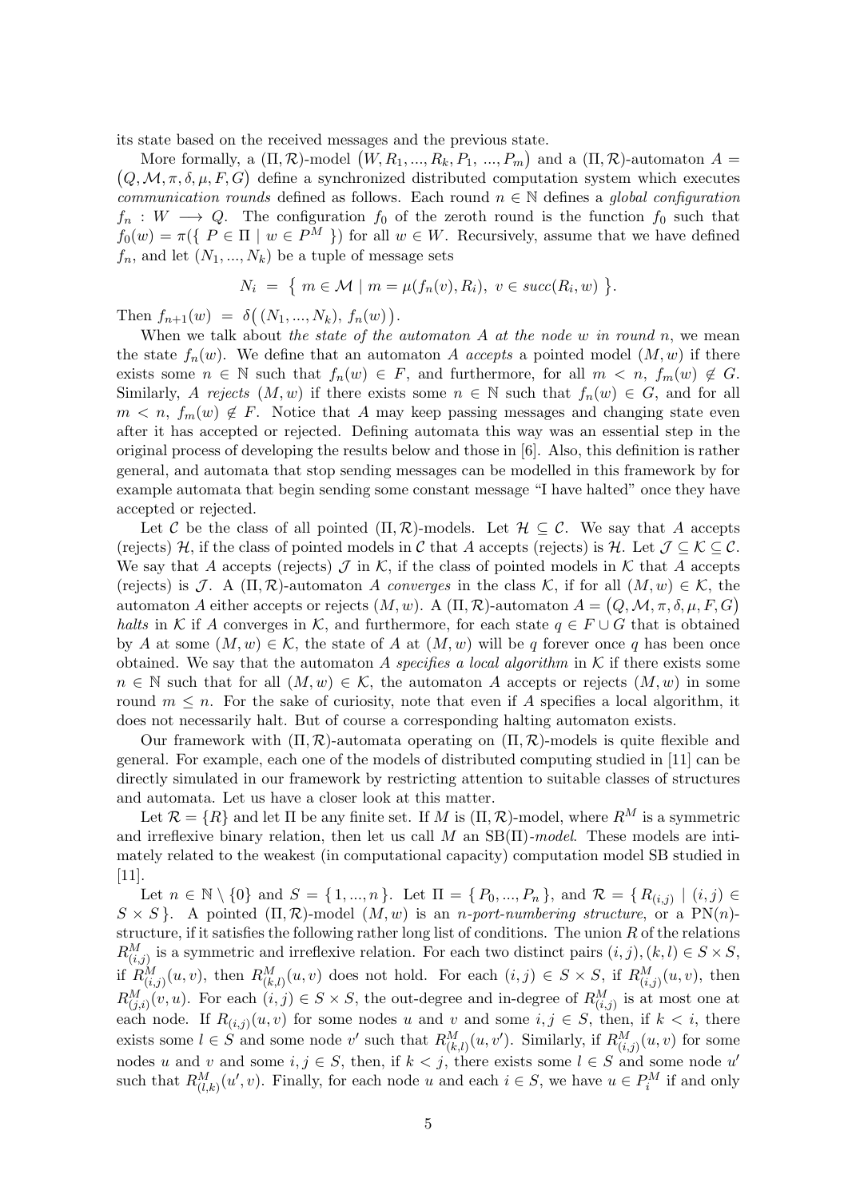its state based on the received messages and the previous state.

More formally, a $(\Pi, \mathcal{R})$-model $\big(W, R_1, ..., R_k, P_1,\ ..., P_m\big)$ and a $(\Pi, \mathcal{R})$-automaton $A = \big(Q, \mathcal{M}, \pi, \delta, \mu, F, G\big)$ define a synchronized distributed computation system which executes *communication rounds* defined as follows. Each round $n \in \mathbb{N}$ defines a *global configuration* $f_n : W \longrightarrow Q$. The configuration $f_0$ of the zeroth round is the function $f_0$ such that $f_0(w) = \pi(\{\ P \in \Pi \mid w \in P^M\ \})$ for all $w \in W$. Recursively, assume that we have defined $f_n$, and let $(N_1, ..., N_k)$ be a tuple of message sets

$$N_i \ = \ \big\{\ m \in \mathcal{M} \mid m = \mu(f_n(v), R_i),\ v \in succ(R_i, w)\ \big\}.$$

Then $f_{n+1}(w) \ = \ \delta\big(\,(N_1, ..., N_k),\ f_n(w)\big)$.

When we talk about *the state of the automaton $A$ at the node $w$ in round $n$*, we mean the state $f_n(w)$. We define that an automaton $A$ *accepts* a pointed model $(M, w)$ if there exists some $n \in \mathbb{N}$ such that $f_n(w) \in F$, and furthermore, for all $m < n$, $f_m(w) \notin G$. Similarly, $A$ *rejects* $(M, w)$ if there exists some $n \in \mathbb{N}$ such that $f_n(w) \in G$, and for all $m < n$, $f_m(w) \notin F$. Notice that $A$ may keep passing messages and changing state even after it has accepted or rejected. Defining automata this way was an essential step in the original process of developing the results below and those in [6]. Also, this definition is rather general, and automata that stop sending messages can be modelled in this framework by for example automata that begin sending some constant message "I have halted" once they have accepted or rejected.

Let $\mathcal{C}$ be the class of all pointed $(\Pi, \mathcal{R})$-models. Let $\mathcal{H} \subseteq \mathcal{C}$. We say that $A$ accepts (rejects) $\mathcal{H}$, if the class of pointed models in $\mathcal{C}$ that $A$ accepts (rejects) is $\mathcal{H}$. Let $\mathcal{J} \subseteq \mathcal{K} \subseteq \mathcal{C}$. We say that $A$ accepts (rejects) $\mathcal{J}$ in $\mathcal{K}$, if the class of pointed models in $\mathcal{K}$ that $A$ accepts (rejects) is $\mathcal{J}$. A $(\Pi, \mathcal{R})$-automaton $A$ *converges* in the class $\mathcal{K}$, if for all $(M, w) \in \mathcal{K}$, the automaton $A$ either accepts or rejects $(M, w)$. A $(\Pi, \mathcal{R})$-automaton $A = \big(Q, \mathcal{M}, \pi, \delta, \mu, F, G\big)$ *halts* in $\mathcal{K}$ if $A$ converges in $\mathcal{K}$, and furthermore, for each state $q \in F \cup G$ that is obtained by $A$ at some $(M, w) \in \mathcal{K}$, the state of $A$ at $(M, w)$ will be $q$ forever once $q$ has been once obtained. We say that the automaton $A$ *specifies a local algorithm* in $\mathcal{K}$ if there exists some $n \in \mathbb{N}$ such that for all $(M, w) \in \mathcal{K}$, the automaton $A$ accepts or rejects $(M, w)$ in some round $m \leq n$. For the sake of curiosity, note that even if $A$ specifies a local algorithm, it does not necessarily halt. But of course a corresponding halting automaton exists.

Our framework with $(\Pi, \mathcal{R})$-automata operating on $(\Pi, \mathcal{R})$-models is quite flexible and general. For example, each one of the models of distributed computing studied in [11] can be directly simulated in our framework by restricting attention to suitable classes of structures and automata. Let us have a closer look at this matter.

Let $\mathcal{R} = \{R\}$ and let $\Pi$ be any finite set. If $M$ is $(\Pi, \mathcal{R})$-model, where $R^M$ is a symmetric and irreflexive binary relation, then let us call $M$ an $\mathrm{SB}(\Pi)$*-model*. These models are intimately related to the weakest (in computational capacity) computation model SB studied in [11].

Let $n \in \mathbb{N} \setminus \{0\}$ and $S = \{\,1, ..., n\,\}$. Let $\Pi = \{\,P_0, ..., P_n\,\}$, and $\mathcal{R} = \{\,R_{(i,j)} \mid (i,j) \in S \times S\,\}$. A pointed $(\Pi, \mathcal{R})$-model $(M, w)$ is an *$n$-port-numbering structure*, or a $\mathrm{PN}(n)$-structure, if it satisfies the following rather long list of conditions. The union $R$ of the relations $R^M_{(i,j)}$ is a symmetric and irreflexive relation. For each two distinct pairs $(i,j), (k,l) \in S \times S$, if $R^M_{(i,j)}(u, v)$, then $R^M_{(k,l)}(u, v)$ does not hold. For each $(i,j) \in S \times S$, if $R^M_{(i,j)}(u, v)$, then $R^M_{(j,i)}(v, u)$. For each $(i,j) \in S \times S$, the out-degree and in-degree of $R^M_{(i,j)}$ is at most one at each node. If $R_{(i,j)}(u, v)$ for some nodes $u$ and $v$ and some $i, j \in S$, then, if $k < i$, there exists some $l \in S$ and some node $v'$ such that $R^M_{(k,l)}(u, v')$. Similarly, if $R^M_{(i,j)}(u, v)$ for some nodes $u$ and $v$ and some $i, j \in S$, then, if $k < j$, there exists some $l \in S$ and some node $u'$ such that $R^M_{(l,k)}(u', v)$. Finally, for each node $u$ and each $i \in S$, we have $u \in P^M_i$ if and only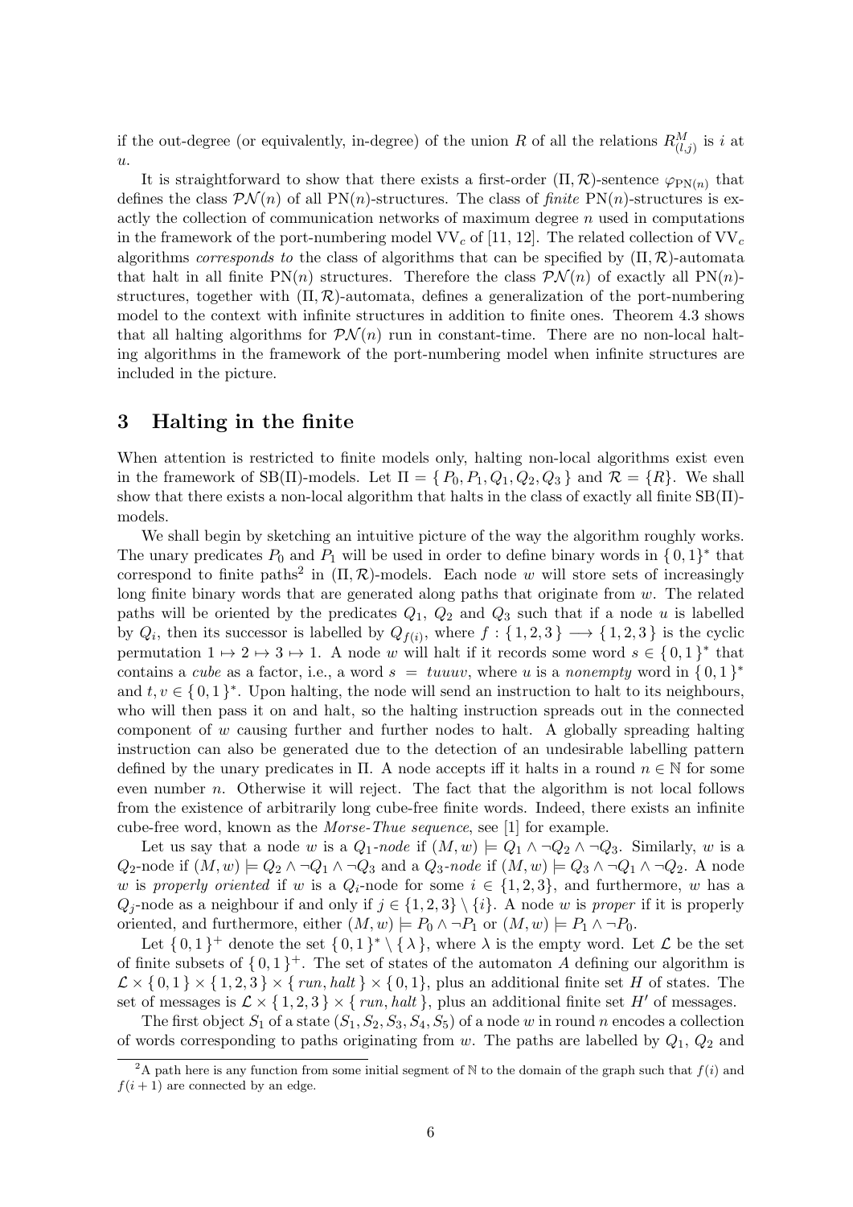if the out-degree (or equivalently, in-degree) of the union $R$ of all the relations $R^M_{(l,j)}$ is $i$ at $u$.

It is straightforward to show that there exists a first-order $(\Pi, \mathcal{R})$-sentence $\varphi_{\mathrm{PN}(n)}$ that defines the class $\mathcal{PN}(n)$ of all $\mathrm{PN}(n)$-structures. The class of *finite* $\mathrm{PN}(n)$-structures is exactly the collection of communication networks of maximum degree $n$ used in computations in the framework of the port-numbering model $\mathrm{VV}_c$ of [11, 12]. The related collection of $\mathrm{VV}_c$ algorithms *corresponds to* the class of algorithms that can be specified by $(\Pi, \mathcal{R})$-automata that halt in all finite $\mathrm{PN}(n)$ structures. Therefore the class $\mathcal{PN}(n)$ of exactly all $\mathrm{PN}(n)$-structures, together with $(\Pi, \mathcal{R})$-automata, defines a generalization of the port-numbering model to the context with infinite structures in addition to finite ones. Theorem 4.3 shows that all halting algorithms for $\mathcal{PN}(n)$ run in constant-time. There are no non-local halting algorithms in the framework of the port-numbering model when infinite structures are included in the picture.

## 3 Halting in the finite

When attention is restricted to finite models only, halting non-local algorithms exist even in the framework of $\mathrm{SB}(\Pi)$-models. Let $\Pi = \{ P_0, P_1, Q_1, Q_2, Q_3 \}$ and $\mathcal{R} = \{R\}$. We shall show that there exists a non-local algorithm that halts in the class of exactly all finite $\mathrm{SB}(\Pi)$-models.

We shall begin by sketching an intuitive picture of the way the algorithm roughly works. The unary predicates $P_0$ and $P_1$ will be used in order to define binary words in $\{0,1\}^*$ that correspond to finite paths[2] in $(\Pi, \mathcal{R})$-models. Each node $w$ will store sets of increasingly long finite binary words that are generated along paths that originate from $w$. The related paths will be oriented by the predicates $Q_1$, $Q_2$ and $Q_3$ such that if a node $u$ is labelled by $Q_i$, then its successor is labelled by $Q_{f(i)}$, where $f : \{1,2,3\} \longrightarrow \{1,2,3\}$ is the cyclic permutation $1 \mapsto 2 \mapsto 3 \mapsto 1$. A node $w$ will halt if it records some word $s \in \{0,1\}^*$ that contains a *cube* as a factor, i.e., a word $s = tuuuv$, where $u$ is a *nonempty* word in $\{0,1\}^*$ and $t, v \in \{0,1\}^*$. Upon halting, the node will send an instruction to halt to its neighbours, who will then pass it on and halt, so the halting instruction spreads out in the connected component of $w$ causing further and further nodes to halt. A globally spreading halting instruction can also be generated due to the detection of an undesirable labelling pattern defined by the unary predicates in $\Pi$. A node accepts iff it halts in a round $n \in \mathbb{N}$ for some even number $n$. Otherwise it will reject. The fact that the algorithm is not local follows from the existence of arbitrarily long cube-free finite words. Indeed, there exists an infinite cube-free word, known as the *Morse-Thue sequence*, see [1] for example.

Let us say that a node $w$ is a $Q_1$*-node* if $(M, w) \models Q_1 \wedge \neg Q_2 \wedge \neg Q_3$. Similarly, $w$ is a $Q_2$-node if $(M, w) \models Q_2 \wedge \neg Q_1 \wedge \neg Q_3$ and a $Q_3$*-node* if $(M, w) \models Q_3 \wedge \neg Q_1 \wedge \neg Q_2$. A node $w$ is *properly oriented* if $w$ is a $Q_i$-node for some $i \in \{1,2,3\}$, and furthermore, $w$ has a $Q_j$-node as a neighbour if and only if $j \in \{1,2,3\} \setminus \{i\}$. A node $w$ is *proper* if it is properly oriented, and furthermore, either $(M, w) \models P_0 \wedge \neg P_1$ or $(M, w) \models P_1 \wedge \neg P_0$.

Let $\{0,1\}^+$ denote the set $\{0,1\}^* \setminus \{\lambda\}$, where $\lambda$ is the empty word. Let $\mathcal{L}$ be the set of finite subsets of $\{0,1\}^+$. The set of states of the automaton $A$ defining our algorithm is $\mathcal{L} \times \{0,1\} \times \{1,2,3\} \times \{ run, halt \} \times \{0,1\}$, plus an additional finite set $H$ of states. The set of messages is $\mathcal{L} \times \{1,2,3\} \times \{ run, halt \}$, plus an additional finite set $H'$ of messages.

The first object $S_1$ of a state $(S_1, S_2, S_3, S_4, S_5)$ of a node $w$ in round $n$ encodes a collection of words corresponding to paths originating from $w$. The paths are labelled by $Q_1$, $Q_2$ and

[2] A path here is any function from some initial segment of $\mathbb{N}$ to the domain of the graph such that $f(i)$ and $f(i+1)$ are connected by an edge.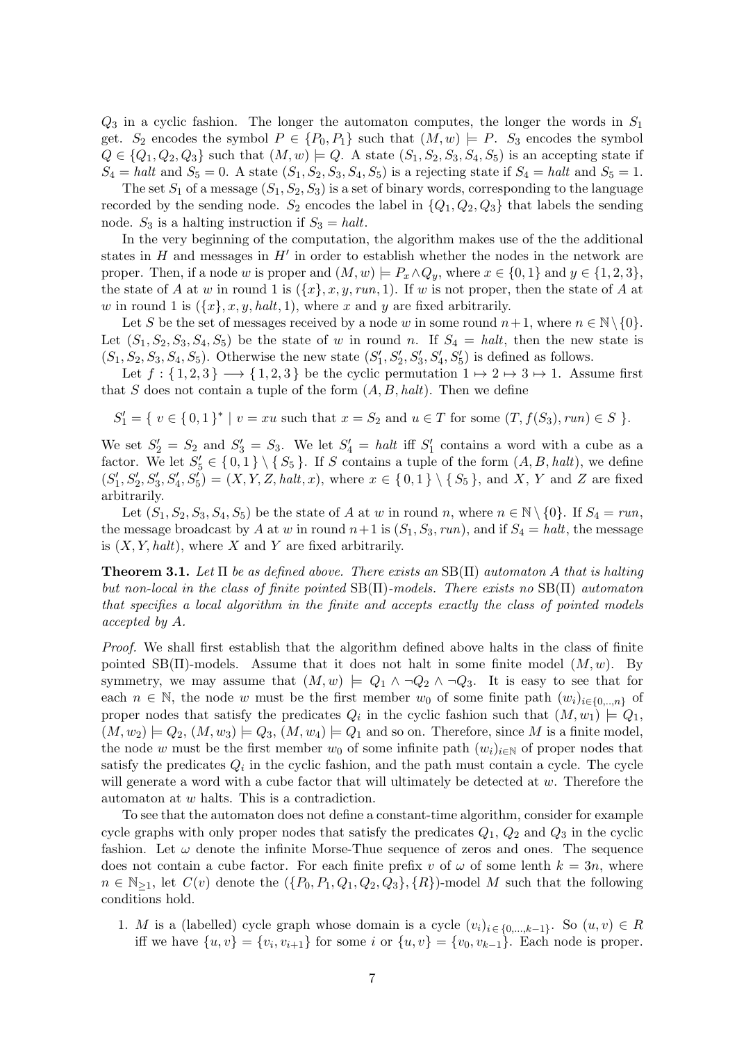$Q_3$ in a cyclic fashion. The longer the automaton computes, the longer the words in $S_1$ get. $S_2$ encodes the symbol $P \in \{P_0, P_1\}$ such that $(M, w) \models P$. $S_3$ encodes the symbol $Q \in \{Q_1, Q_2, Q_3\}$ such that $(M, w) \models Q$. A state $(S_1, S_2, S_3, S_4, S_5)$ is an accepting state if $S_4 = halt$ and $S_5 = 0$. A state $(S_1, S_2, S_3, S_4, S_5)$ is a rejecting state if $S_4 = halt$ and $S_5 = 1$.

The set $S_1$ of a message $(S_1, S_2, S_3)$ is a set of binary words, corresponding to the language recorded by the sending node. $S_2$ encodes the label in $\{Q_1, Q_2, Q_3\}$ that labels the sending node. $S_3$ is a halting instruction if $S_3 = halt$.

In the very beginning of the computation, the algorithm makes use of the the additional states in $H$ and messages in $H'$ in order to establish whether the nodes in the network are proper. Then, if a node $w$ is proper and $(M, w) \models P_x \wedge Q_y$, where $x \in \{0, 1\}$ and $y \in \{1, 2, 3\}$, the state of $A$ at $w$ in round 1 is $(\{x\}, x, y, run, 1)$. If $w$ is not proper, then the state of $A$ at $w$ in round 1 is $(\{x\}, x, y, halt, 1)$, where $x$ and $y$ are fixed arbitrarily.

Let $S$ be the set of messages received by a node $w$ in some round $n+1$, where $n \in \mathbb{N} \setminus \{0\}$. Let $(S_1, S_2, S_3, S_4, S_5)$ be the state of $w$ in round $n$. If $S_4 = halt$, then the new state is $(S_1, S_2, S_3, S_4, S_5)$. Otherwise the new state $(S_1', S_2', S_3', S_4', S_5')$ is defined as follows.

Let $f : \{1, 2, 3\} \longrightarrow \{1, 2, 3\}$ be the cyclic permutation $1 \mapsto 2 \mapsto 3 \mapsto 1$. Assume first that $S$ does not contain a tuple of the form $(A, B, halt)$. Then we define

$$S_1' = \{\, v \in \{0, 1\}^* \mid v = xu \text{ such that } x = S_2 \text{ and } u \in T \text{ for some } (T, f(S_3), run) \in S \,\}.$$

We set $S_2' = S_2$ and $S_3' = S_3$. We let $S_4' = halt$ iff $S_1'$ contains a word with a cube as a factor. We let $S_5' \in \{0, 1\} \setminus \{S_5\}$. If $S$ contains a tuple of the form $(A, B, halt)$, we define $(S_1', S_2', S_3', S_4', S_5') = (X, Y, Z, halt, x)$, where $x \in \{0, 1\} \setminus \{S_5\}$, and $X$, $Y$ and $Z$ are fixed arbitrarily.

Let $(S_1, S_2, S_3, S_4, S_5)$ be the state of $A$ at $w$ in round $n$, where $n \in \mathbb{N} \setminus \{0\}$. If $S_4 = run$, the message broadcast by $A$ at $w$ in round $n+1$ is $(S_1, S_3, run)$, and if $S_4 = halt$, the message is $(X, Y, halt)$, where $X$ and $Y$ are fixed arbitrarily.

**Theorem 3.1.** *Let $\Pi$ be as defined above. There exists an $\mathrm{SB}(\Pi)$ automaton $A$ that is halting but non-local in the class of finite pointed $\mathrm{SB}(\Pi)$-models. There exists no $\mathrm{SB}(\Pi)$ automaton that specifies a local algorithm in the finite and accepts exactly the class of pointed models accepted by $A$.*

*Proof.* We shall first establish that the algorithm defined above halts in the class of finite pointed $\mathrm{SB}(\Pi)$-models. Assume that it does not halt in some finite model $(M, w)$. By symmetry, we may assume that $(M, w) \models Q_1 \wedge \neg Q_2 \wedge \neg Q_3$. It is easy to see that for each $n \in \mathbb{N}$, the node $w$ must be the first member $w_0$ of some finite path $(w_i)_{i \in \{0,...,n\}}$ of proper nodes that satisfy the predicates $Q_i$ in the cyclic fashion such that $(M, w_1) \models Q_1$, $(M, w_2) \models Q_2$, $(M, w_3) \models Q_3$, $(M, w_4) \models Q_1$ and so on. Therefore, since $M$ is a finite model, the node $w$ must be the first member $w_0$ of some infinite path $(w_i)_{i \in \mathbb{N}}$ of proper nodes that satisfy the predicates $Q_i$ in the cyclic fashion, and the path must contain a cycle. The cycle will generate a word with a cube factor that will ultimately be detected at $w$. Therefore the automaton at $w$ halts. This is a contradiction.

To see that the automaton does not define a constant-time algorithm, consider for example cycle graphs with only proper nodes that satisfy the predicates $Q_1$, $Q_2$ and $Q_3$ in the cyclic fashion. Let $\omega$ denote the infinite Morse-Thue sequence of zeros and ones. The sequence does not contain a cube factor. For each finite prefix $v$ of $\omega$ of some lenth $k = 3n$, where $n \in \mathbb{N}_{\geq 1}$, let $C(v)$ denote the $(\{P_0, P_1, Q_1, Q_2, Q_3\}, \{R\})$-model $M$ such that the following conditions hold.

1. $M$ is a (labelled) cycle graph whose domain is a cycle $(v_i)_{i \in \{0,...,k-1\}}$. So $(u, v) \in R$ iff we have $\{u, v\} = \{v_i, v_{i+1}\}$ for some $i$ or $\{u, v\} = \{v_0, v_{k-1}\}$. Each node is proper.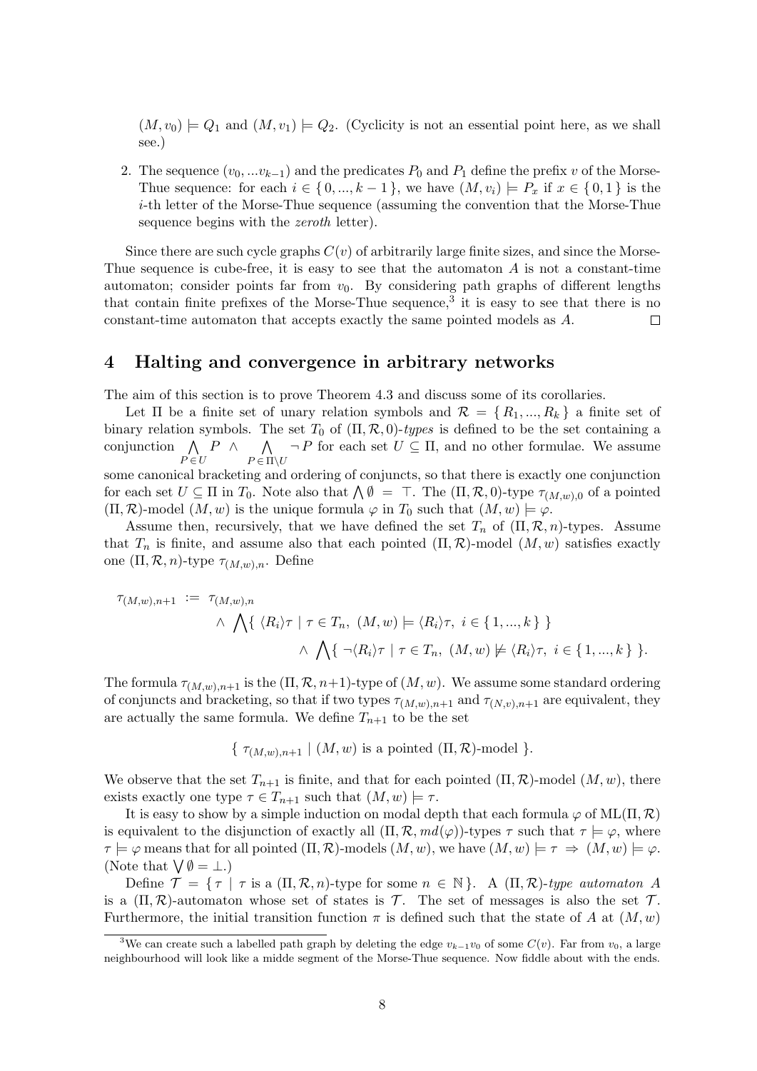$(M, v_0) \models Q_1$ and $(M, v_1) \models Q_2$. (Cyclicity is not an essential point here, as we shall see.)

2. The sequence $(v_0, ...v_{k-1})$ and the predicates $P_0$ and $P_1$ define the prefix $v$ of the Morse-Thue sequence: for each $i \in \{ 0, ..., k-1 \}$, we have $(M, v_i) \models P_x$ if $x \in \{ 0, 1 \}$ is the $i$-th letter of the Morse-Thue sequence (assuming the convention that the Morse-Thue sequence begins with the *zeroth* letter).

Since there are such cycle graphs $C(v)$ of arbitrarily large finite sizes, and since the Morse-Thue sequence is cube-free, it is easy to see that the automaton $A$ is not a constant-time automaton; consider points far from $v_0$. By considering path graphs of different lengths that contain finite prefixes of the Morse-Thue sequence,[3] it is easy to see that there is no constant-time automaton that accepts exactly the same pointed models as $A$. $\square$

## 4 Halting and convergence in arbitrary networks

The aim of this section is to prove Theorem 4.3 and discuss some of its corollaries.

Let $\Pi$ be a finite set of unary relation symbols and $\mathcal{R} = \{ R_1, ..., R_k \}$ a finite set of binary relation symbols. The set $T_0$ of $(\Pi, \mathcal{R}, 0)$-*types* is defined to be the set containing a conjunction $\bigwedge\limits_{P \in U} P \ \wedge \bigwedge\limits_{P \in \Pi \setminus U} \neg P$ for each set $U \subseteq \Pi$, and no other formulae. We assume some canonical bracketing and ordering of conjuncts, so that there is exactly one conjunction for each set $U \subseteq \Pi$ in $T_0$. Note also that $\bigwedge \emptyset = \top$. The $(\Pi, \mathcal{R}, 0)$-type $\tau_{(M,w),0}$ of a pointed $(\Pi, \mathcal{R})$-model $(M, w)$ is the unique formula $\varphi$ in $T_0$ such that $(M, w) \models \varphi$.

Assume then, recursively, that we have defined the set $T_n$ of $(\Pi, \mathcal{R}, n)$-types. Assume that $T_n$ is finite, and assume also that each pointed $(\Pi, \mathcal{R})$-model $(M, w)$ satisfies exactly one $(\Pi, \mathcal{R}, n)$-type $\tau_{(M,w),n}$. Define

$$
\begin{aligned}
\tau_{(M,w),n+1} \ := \ & \tau_{(M,w),n} \\
& \wedge \bigwedge \{ \langle R_i \rangle \tau \mid \tau \in T_n, \ (M, w) \models \langle R_i \rangle \tau, \ i \in \{ 1, ..., k \} \} \\
& \qquad \wedge \bigwedge \{ \neg \langle R_i \rangle \tau \mid \tau \in T_n, \ (M, w) \not\models \langle R_i \rangle \tau, \ i \in \{ 1, ..., k \} \}.
\end{aligned}
$$

The formula $\tau_{(M,w),n+1}$ is the $(\Pi, \mathcal{R}, n{+}1)$-type of $(M, w)$. We assume some standard ordering of conjuncts and bracketing, so that if two types $\tau_{(M,w),n+1}$ and $\tau_{(N,v),n+1}$ are equivalent, they are actually the same formula. We define $T_{n+1}$ to be the set

$$\{ \tau_{(M,w),n+1} \mid (M, w) \text{ is a pointed } (\Pi, \mathcal{R})\text{-model } \}.$$

We observe that the set $T_{n+1}$ is finite, and that for each pointed $(\Pi, \mathcal{R})$-model $(M, w)$, there exists exactly one type $\tau \in T_{n+1}$ such that $(M, w) \models \tau$.

It is easy to show by a simple induction on modal depth that each formula $\varphi$ of $\mathrm{ML}(\Pi, \mathcal{R})$ is equivalent to the disjunction of exactly all $(\Pi, \mathcal{R}, md(\varphi))$-types $\tau$ such that $\tau \models \varphi$, where $\tau \models \varphi$ means that for all pointed $(\Pi, \mathcal{R})$-models $(M, w)$, we have $(M, w) \models \tau \ \Rightarrow \ (M, w) \models \varphi$. (Note that $\bigvee \emptyset = \bot$.)

Define $\mathcal{T} = \{ \tau \mid \tau \text{ is a } (\Pi, \mathcal{R}, n)\text{-type for some } n \in \mathbb{N} \}$. A $(\Pi, \mathcal{R})$-*type automaton* $A$ is a $(\Pi, \mathcal{R})$-automaton whose set of states is $\mathcal{T}$. The set of messages is also the set $\mathcal{T}$. Furthermore, the initial transition function $\pi$ is defined such that the state of $A$ at $(M, w)$

[3] We can create such a labelled path graph by deleting the edge $v_{k-1}v_0$ of some $C(v)$. Far from $v_0$, a large neighbourhood will look like a midde segment of the Morse-Thue sequence. Now fiddle about with the ends.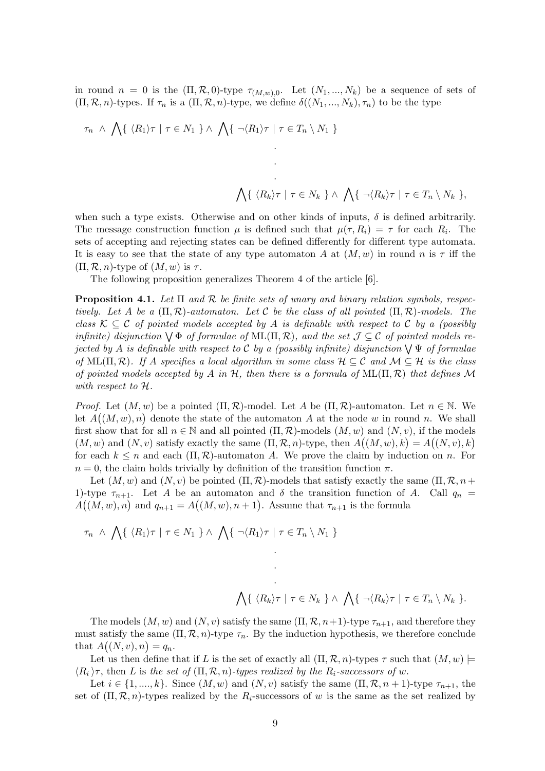in round $n = 0$ is the $(\Pi, \mathcal{R}, 0)$-type $\tau_{(M,w),0}$. Let $(N_1, ..., N_k)$ be a sequence of sets of $(\Pi, \mathcal{R}, n)$-types. If $\tau_n$ is a $(\Pi, \mathcal{R}, n)$-type, we define $\delta((N_1, ..., N_k), \tau_n)$ to be the type

$$
\begin{aligned}
\tau_n \ \wedge \ \bigwedge\{\ \langle R_1\rangle\tau \mid \tau \in N_1\ \} \wedge \bigwedge\{\ \neg\langle R_1\rangle\tau \mid \tau \in T_n \setminus N_1\ \} \\
\vdots \\
\bigwedge\{\ \langle R_k\rangle\tau \mid \tau \in N_k\ \} \wedge \bigwedge\{\ \neg\langle R_k\rangle\tau \mid \tau \in T_n \setminus N_k\ \},
\end{aligned}
$$

when such a type exists. Otherwise and on other kinds of inputs, $\delta$ is defined arbitrarily. The message construction function $\mu$ is defined such that $\mu(\tau, R_i) = \tau$ for each $R_i$. The sets of accepting and rejecting states can be defined differently for different type automata. It is easy to see that the state of any type automaton $A$ at $(M, w)$ in round $n$ is $\tau$ iff the $(\Pi, \mathcal{R}, n)$-type of $(M, w)$ is $\tau$.

The following proposition generalizes Theorem 4 of the article [6].

**Proposition 4.1.** *Let $\Pi$ and $\mathcal{R}$ be finite sets of unary and binary relation symbols, respectively. Let $A$ be a $(\Pi, \mathcal{R})$-automaton. Let $\mathcal{C}$ be the class of all pointed $(\Pi, \mathcal{R})$-models. The class $\mathcal{K} \subseteq \mathcal{C}$ of pointed models accepted by $A$ is definable with respect to $\mathcal{C}$ by a (possibly infinite) disjunction $\bigvee \Phi$ of formulae of $\mathrm{ML}(\Pi, \mathcal{R})$, and the set $\mathcal{J} \subseteq \mathcal{C}$ of pointed models rejected by $A$ is definable with respect to $\mathcal{C}$ by a (possibly infinite) disjunction $\bigvee \Psi$ of formulae of $\mathrm{ML}(\Pi, \mathcal{R})$. If $A$ specifies a local algorithm in some class $\mathcal{H} \subseteq \mathcal{C}$ and $\mathcal{M} \subseteq \mathcal{H}$ is the class of pointed models accepted by $A$ in $\mathcal{H}$, then there is a formula of $\mathrm{ML}(\Pi, \mathcal{R})$ that defines $\mathcal{M}$ with respect to $\mathcal{H}$.*

*Proof.* Let $(M, w)$ be a pointed $(\Pi, \mathcal{R})$-model. Let $A$ be $(\Pi, \mathcal{R})$-automaton. Let $n \in \mathbb{N}$. We let $A\big((M, w), n\big)$ denote the state of the automaton $A$ at the node $w$ in round $n$. We shall first show that for all $n \in \mathbb{N}$ and all pointed $(\Pi, \mathcal{R})$-models $(M, w)$ and $(N, v)$, if the models $(M, w)$ and $(N, v)$ satisfy exactly the same $(\Pi, \mathcal{R}, n)$-type, then $A\big((M, w), k\big) = A\big((N, v), k\big)$ for each $k \leq n$ and each $(\Pi, \mathcal{R})$-automaton $A$. We prove the claim by induction on $n$. For $n = 0$, the claim holds trivially by definition of the transition function $\pi$.

Let $(M, w)$ and $(N, v)$ be pointed $(\Pi, \mathcal{R})$-models that satisfy exactly the same $(\Pi, \mathcal{R}, n+1)$-type $\tau_{n+1}$. Let $A$ be an automaton and $\delta$ the transition function of $A$. Call $q_n = A\big((M, w), n\big)$ and $q_{n+1} = A\big((M, w), n+1\big)$. Assume that $\tau_{n+1}$ is the formula

$$
\begin{aligned}
\tau_n \ \wedge \ \bigwedge\{\ \langle R_1\rangle\tau \mid \tau \in N_1\ \} \wedge \bigwedge\{\ \neg\langle R_1\rangle\tau \mid \tau \in T_n \setminus N_1\ \} \\
\vdots \\
\bigwedge\{\ \langle R_k\rangle\tau \mid \tau \in N_k\ \} \wedge \bigwedge\{\ \neg\langle R_k\rangle\tau \mid \tau \in T_n \setminus N_k\ \}.
\end{aligned}
$$

The models $(M, w)$ and $(N, v)$ satisfy the same $(\Pi, \mathcal{R}, n+1)$-type $\tau_{n+1}$, and therefore they must satisfy the same $(\Pi, \mathcal{R}, n)$-type $\tau_n$. By the induction hypothesis, we therefore conclude that $A\big((N, v), n\big) = q_n$.

Let us then define that if $L$ is the set of exactly all $(\Pi, \mathcal{R}, n)$-types $\tau$ such that $(M, w) \models \langle R_i\rangle\tau$, then $L$ is *the set of $(\Pi, \mathcal{R}, n)$-types realized by the $R_i$-successors of $w$*.

Let $i \in \{1, ...., k\}$. Since $(M, w)$ and $(N, v)$ satisfy the same $(\Pi, \mathcal{R}, n+1)$-type $\tau_{n+1}$, the set of $(\Pi, \mathcal{R}, n)$-types realized by the $R_i$-successors of $w$ is the same as the set realized by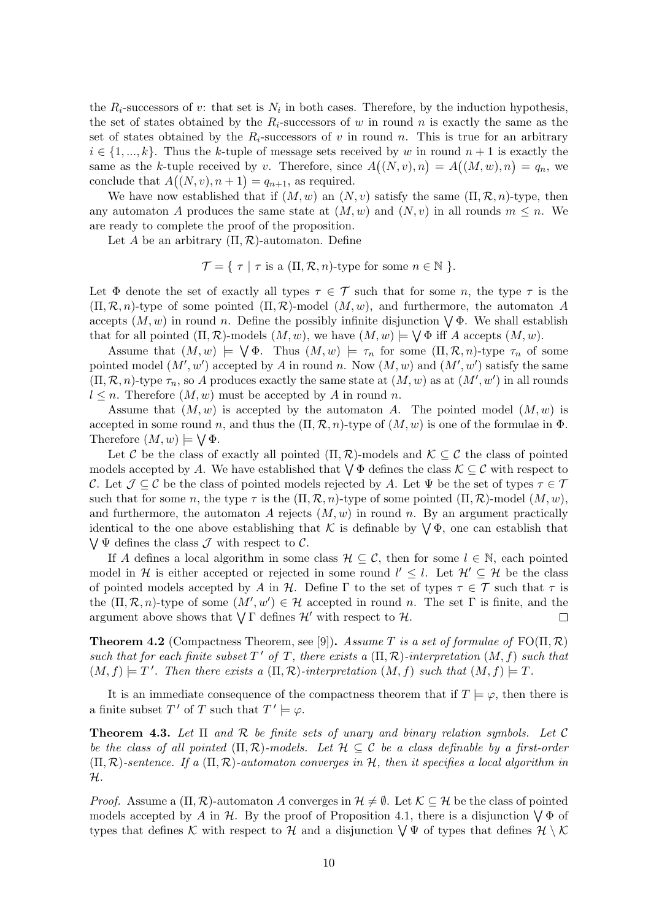the $R_i$-successors of $v$: that set is $N_i$ in both cases. Therefore, by the induction hypothesis, the set of states obtained by the $R_i$-successors of $w$ in round $n$ is exactly the same as the set of states obtained by the $R_i$-successors of $v$ in round $n$. This is true for an arbitrary $i \in \{1, ..., k\}$. Thus the $k$-tuple of message sets received by $w$ in round $n+1$ is exactly the same as the $k$-tuple received by $v$. Therefore, since $A\big((N, v), n\big) = A\big((M, w), n\big) = q_n$, we conclude that $A\big((N, v), n+1\big) = q_{n+1}$, as required.

We have now established that if $(M, w)$ an $(N, v)$ satisfy the same $(\Pi, \mathcal{R}, n)$-type, then any automaton $A$ produces the same state at $(M, w)$ and $(N, v)$ in all rounds $m \leq n$. We are ready to complete the proof of the proposition.

Let $A$ be an arbitrary $(\Pi, \mathcal{R})$-automaton. Define

$$\mathcal{T} = \{\ \tau \mid \tau \text{ is a } (\Pi, \mathcal{R}, n)\text{-type for some } n \in \mathbb{N}\ \}.$$

Let $\Phi$ denote the set of exactly all types $\tau \in \mathcal{T}$ such that for some $n$, the type $\tau$ is the $(\Pi, \mathcal{R}, n)$-type of some pointed $(\Pi, \mathcal{R})$-model $(M, w)$, and furthermore, the automaton $A$ accepts $(M, w)$ in round $n$. Define the possibly infinite disjunction $\bigvee \Phi$. We shall establish that for all pointed $(\Pi, \mathcal{R})$-models $(M, w)$, we have $(M, w) \models \bigvee \Phi$ iff $A$ accepts $(M, w)$.

Assume that $(M, w) \models \bigvee \Phi$. Thus $(M, w) \models \tau_n$ for some $(\Pi, \mathcal{R}, n)$-type $\tau_n$ of some pointed model $(M', w')$ accepted by $A$ in round $n$. Now $(M, w)$ and $(M', w')$ satisfy the same $(\Pi, \mathcal{R}, n)$-type $\tau_n$, so $A$ produces exactly the same state at $(M, w)$ as at $(M', w')$ in all rounds $l \leq n$. Therefore $(M, w)$ must be accepted by $A$ in round $n$.

Assume that $(M, w)$ is accepted by the automaton $A$. The pointed model $(M, w)$ is accepted in some round $n$, and thus the $(\Pi, \mathcal{R}, n)$-type of $(M, w)$ is one of the formulae in $\Phi$. Therefore $(M, w) \models \bigvee \Phi$.

Let $\mathcal{C}$ be the class of exactly all pointed $(\Pi, \mathcal{R})$-models and $\mathcal{K} \subseteq \mathcal{C}$ the class of pointed models accepted by $A$. We have established that $\bigvee \Phi$ defines the class $\mathcal{K} \subseteq \mathcal{C}$ with respect to $\mathcal{C}$. Let $\mathcal{J} \subseteq \mathcal{C}$ be the class of pointed models rejected by $A$. Let $\Psi$ be the set of types $\tau \in \mathcal{T}$ such that for some $n$, the type $\tau$ is the $(\Pi, \mathcal{R}, n)$-type of some pointed $(\Pi, \mathcal{R})$-model $(M, w)$, and furthermore, the automaton $A$ rejects $(M, w)$ in round $n$. By an argument practically identical to the one above establishing that $\mathcal{K}$ is definable by $\bigvee \Phi$, one can establish that $\bigvee \Psi$ defines the class $\mathcal{J}$ with respect to $\mathcal{C}$.

If $A$ defines a local algorithm in some class $\mathcal{H} \subseteq \mathcal{C}$, then for some $l \in \mathbb{N}$, each pointed model in $\mathcal{H}$ is either accepted or rejected in some round $l' \leq l$. Let $\mathcal{H}' \subseteq \mathcal{H}$ be the class of pointed models accepted by $A$ in $\mathcal{H}$. Define $\Gamma$ to the set of types $\tau \in \mathcal{T}$ such that $\tau$ is the $(\Pi, \mathcal{R}, n)$-type of some $(M', w') \in \mathcal{H}$ accepted in round $n$. The set $\Gamma$ is finite, and the argument above shows that $\bigvee \Gamma$ defines $\mathcal{H}'$ with respect to $\mathcal{H}$. $\square$

**Theorem 4.2** (Compactness Theorem, see [9])**.** *Assume $T$ is a set of formulae of $\mathrm{FO}(\Pi, \mathcal{R})$ such that for each finite subset $T'$ of $T$, there exists a $(\Pi, \mathcal{R})$-interpretation $(M, f)$ such that $(M, f) \models T'$. Then there exists a $(\Pi, \mathcal{R})$-interpretation $(M, f)$ such that $(M, f) \models T$.*

It is an immediate consequence of the compactness theorem that if $T \models \varphi$, then there is a finite subset $T'$ of $T$ such that $T' \models \varphi$.

**Theorem 4.3.** *Let $\Pi$ and $\mathcal{R}$ be finite sets of unary and binary relation symbols. Let $\mathcal{C}$ be the class of all pointed $(\Pi, \mathcal{R})$-models. Let $\mathcal{H} \subseteq \mathcal{C}$ be a class definable by a first-order $(\Pi, \mathcal{R})$-sentence. If a $(\Pi, \mathcal{R})$-automaton converges in $\mathcal{H}$, then it specifies a local algorithm in $\mathcal{H}$.*

*Proof.* Assume a $(\Pi, \mathcal{R})$-automaton $A$ converges in $\mathcal{H} \neq \emptyset$. Let $\mathcal{K} \subseteq \mathcal{H}$ be the class of pointed models accepted by $A$ in $\mathcal{H}$. By the proof of Proposition 4.1, there is a disjunction $\bigvee \Phi$ of types that defines $\mathcal{K}$ with respect to $\mathcal{H}$ and a disjunction $\bigvee \Psi$ of types that defines $\mathcal{H} \setminus \mathcal{K}$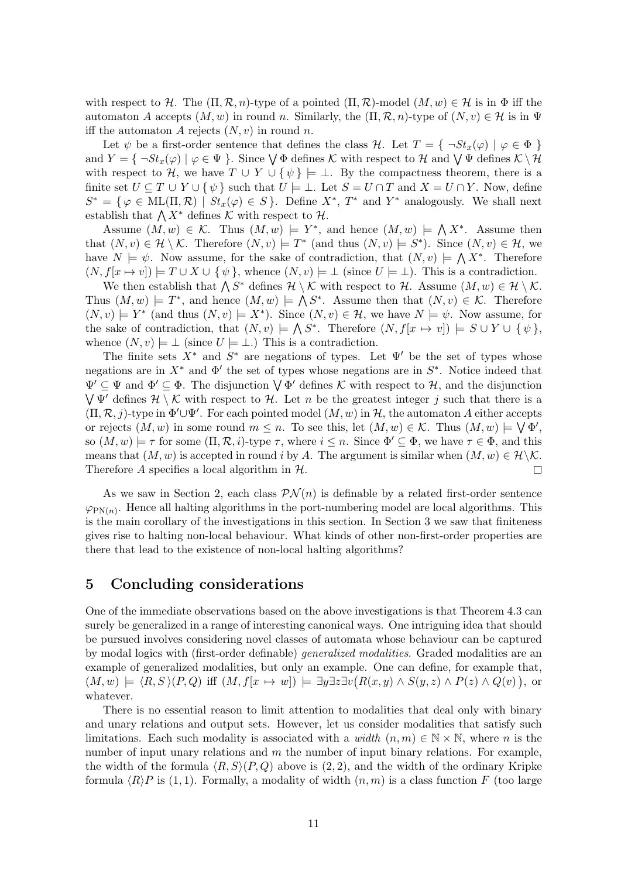with respect to $\mathcal{H}$. The $(\Pi, \mathcal{R}, n)$-type of a pointed $(\Pi, \mathcal{R})$-model $(M, w) \in \mathcal{H}$ is in $\Phi$ iff the automaton $A$ accepts $(M, w)$ in round $n$. Similarly, the $(\Pi, \mathcal{R}, n)$-type of $(N, v) \in \mathcal{H}$ is in $\Psi$ iff the automaton $A$ rejects $(N, v)$ in round $n$.

Let $\psi$ be a first-order sentence that defines the class $\mathcal{H}$. Let $T = \{ \neg St_x(\varphi) \mid \varphi \in \Phi \}$ and $Y = \{ \neg St_x(\varphi) \mid \varphi \in \Psi \}$. Since $\bigvee \Phi$ defines $\mathcal{K}$ with respect to $\mathcal{H}$ and $\bigvee \Psi$ defines $\mathcal{K} \setminus \mathcal{H}$ with respect to $\mathcal{H}$, we have $T \cup Y \cup \{ \psi \} \models \bot$. By the compactness theorem, there is a finite set $U \subseteq T \cup Y \cup \{ \psi \}$ such that $U \models \bot$. Let $S = U \cap T$ and $X = U \cap Y$. Now, define $S^* = \{ \varphi \in \mathrm{ML}(\Pi, \mathcal{R}) \mid St_x(\varphi) \in S \}$. Define $X^*$, $T^*$ and $Y^*$ analogously. We shall next establish that $\bigwedge X^*$ defines $\mathcal{K}$ with respect to $\mathcal{H}$.

Assume $(M, w) \in \mathcal{K}$. Thus $(M, w) \models Y^*$, and hence $(M, w) \models \bigwedge X^*$. Assume then that $(N, v) \in \mathcal{H} \setminus \mathcal{K}$. Therefore $(N, v) \models T^*$ (and thus $(N, v) \models S^*$). Since $(N, v) \in \mathcal{H}$, we have $N \models \psi$. Now assume, for the sake of contradiction, that $(N, v) \models \bigwedge X^*$. Therefore $(N, f[x \mapsto v]) \models T \cup X \cup \{ \psi \}$, whence $(N, v) \models \bot$ (since $U \models \bot$). This is a contradiction.

We then establish that $\bigwedge S^*$ defines $\mathcal{H} \setminus \mathcal{K}$ with respect to $\mathcal{H}$. Assume $(M, w) \in \mathcal{H} \setminus \mathcal{K}$. Thus $(M, w) \models T^*$, and hence $(M, w) \models \bigwedge S^*$. Assume then that $(N, v) \in \mathcal{K}$. Therefore $(N, v) \models Y^*$ (and thus $(N, v) \models X^*$). Since $(N, v) \in \mathcal{H}$, we have $N \models \psi$. Now assume, for the sake of contradiction, that $(N, v) \models \bigwedge S^*$. Therefore $(N, f[x \mapsto v]) \models S \cup Y \cup \{ \psi \}$, whence $(N, v) \models \bot$ (since $U \models \bot$.) This is a contradiction.

The finite sets $X^*$ and $S^*$ are negations of types. Let $\Psi'$ be the set of types whose negations are in $X^*$ and $\Phi'$ the set of types whose negations are in $S^*$. Notice indeed that $\Psi' \subseteq \Psi$ and $\Phi' \subseteq \Phi$. The disjunction $\bigvee \Phi'$ defines $\mathcal{K}$ with respect to $\mathcal{H}$, and the disjunction $\bigvee \Psi'$ defines $\mathcal{H} \setminus \mathcal{K}$ with respect to $\mathcal{H}$. Let $n$ be the greatest integer $j$ such that there is a $(\Pi, \mathcal{R}, j)$-type in $\Phi' \cup \Psi'$. For each pointed model $(M, w)$ in $\mathcal{H}$, the automaton $A$ either accepts or rejects $(M, w)$ in some round $m \leq n$. To see this, let $(M, w) \in \mathcal{K}$. Thus $(M, w) \models \bigvee \Phi'$, so $(M, w) \models \tau$ for some $(\Pi, \mathcal{R}, i)$-type $\tau$, where $i \leq n$. Since $\Phi' \subseteq \Phi$, we have $\tau \in \Phi$, and this means that $(M, w)$ is accepted in round $i$ by $A$. The argument is similar when $(M, w) \in \mathcal{H} \setminus \mathcal{K}$. Therefore $A$ specifies a local algorithm in $\mathcal{H}$. $\square$

As we saw in Section 2, each class $\mathcal{PN}(n)$ is definable by a related first-order sentence $\varphi_{\mathrm{PN}(n)}$. Hence all halting algorithms in the port-numbering model are local algorithms. This is the main corollary of the investigations in this section. In Section 3 we saw that finiteness gives rise to halting non-local behaviour. What kinds of other non-first-order properties are there that lead to the existence of non-local halting algorithms?

## 5 Concluding considerations

One of the immediate observations based on the above investigations is that Theorem 4.3 can surely be generalized in a range of interesting canonical ways. One intriguing idea that should be pursued involves considering novel classes of automata whose behaviour can be captured by modal logics with (first-order definable) *generalized modalities*. Graded modalities are an example of generalized modalities, but only an example. One can define, for example that, $(M, w) \models \langle R, S \rangle (P, Q)$ iff $(M, f[x \mapsto w]) \models \exists y \exists z \exists v \big( R(x, y) \wedge S(y, z) \wedge P(z) \wedge Q(v) \big)$, or whatever.

There is no essential reason to limit attention to modalities that deal only with binary and unary relations and output sets. However, let us consider modalities that satisfy such limitations. Each such modality is associated with a *width* $(n, m) \in \mathbb{N} \times \mathbb{N}$, where $n$ is the number of input unary relations and $m$ the number of input binary relations. For example, the width of the formula $\langle R, S \rangle (P, Q)$ above is $(2, 2)$, and the width of the ordinary Kripke formula $\langle R \rangle P$ is $(1, 1)$. Formally, a modality of width $(n, m)$ is a class function $F$ (too large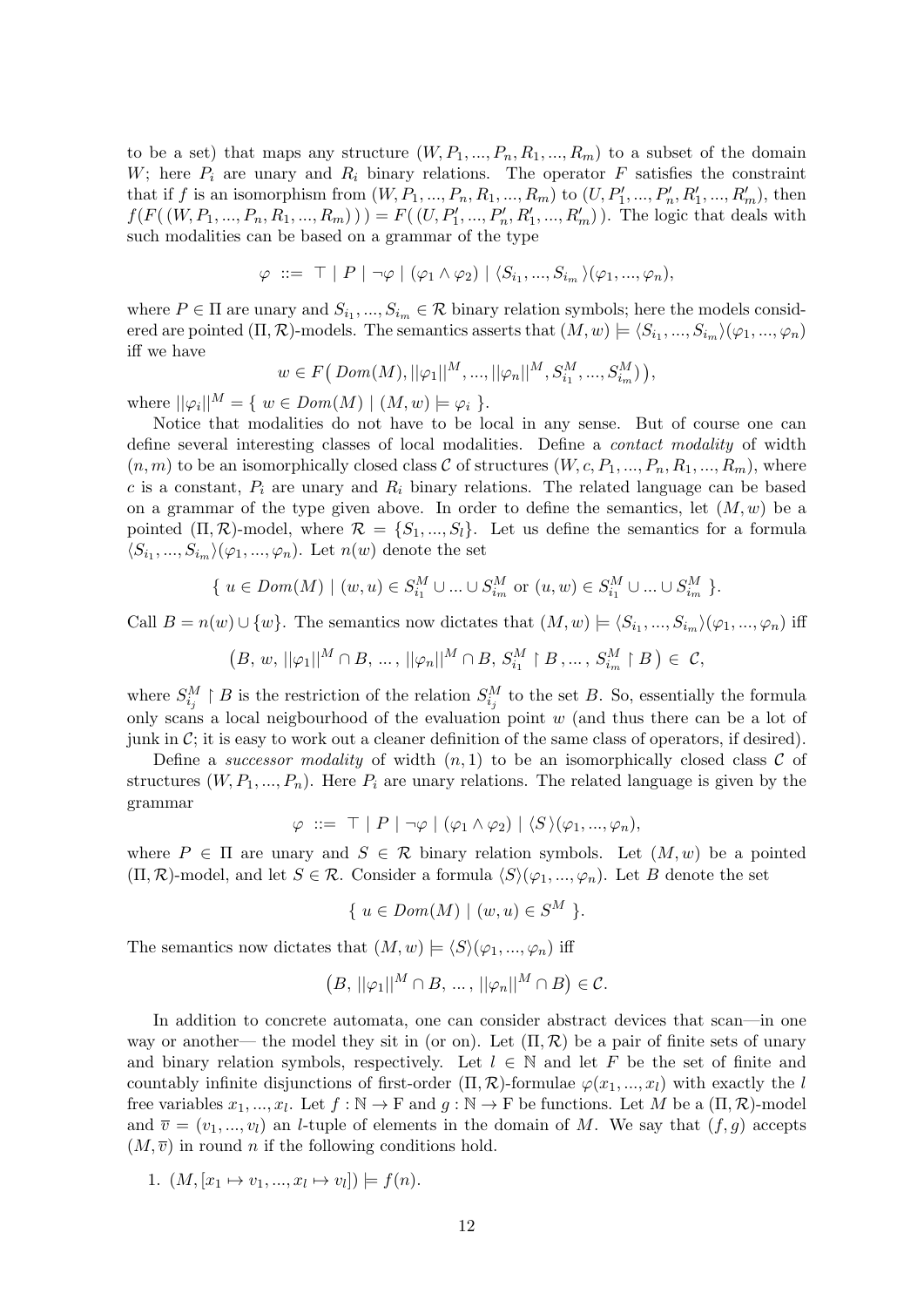to be a set) that maps any structure $(W, P_1, ..., P_n, R_1, ..., R_m)$ to a subset of the domain $W$; here $P_i$ are unary and $R_i$ binary relations. The operator $F$ satisfies the constraint that if $f$ is an isomorphism from $(W, P_1, ..., P_n, R_1, ..., R_m)$ to $(U, P_1', ..., P_n', R_1', ..., R_m')$, then $f(F(\,(W, P_1, ..., P_n, R_1, ..., R_m)\,)\,) = F(\,(U, P_1', ..., P_n', R_1', ..., R_m')\,)$. The logic that deals with such modalities can be based on a grammar of the type

$$\varphi \;::=\; \top \mid P \mid \neg\varphi \mid (\varphi_1 \wedge \varphi_2) \mid \langle S_{i_1}, ..., S_{i_m} \rangle(\varphi_1, ..., \varphi_n),$$

where $P \in \Pi$ are unary and $S_{i_1}, ..., S_{i_m} \in \mathcal{R}$ binary relation symbols; here the models considered are pointed $(\Pi, \mathcal{R})$-models. The semantics asserts that $(M, w) \models \langle S_{i_1}, ..., S_{i_m} \rangle(\varphi_1, ..., \varphi_n)$ iff we have

$$w \in F\big(\,Dom(M), ||\varphi_1||^M, ..., ||\varphi_n||^M, S_{i_1}^M, ..., S_{i_m}^M)\,\big),$$

where $||\varphi_i||^M = \{\ w \in Dom(M) \mid (M, w) \models \varphi_i\ \}$.

Notice that modalities do not have to be local in any sense. But of course one can define several interesting classes of local modalities. Define a *contact modality* of width $(n, m)$ to be an isomorphically closed class $\mathcal{C}$ of structures $(W, c, P_1, ..., P_n, R_1, ..., R_m)$, where $c$ is a constant, $P_i$ are unary and $R_i$ binary relations. The related language can be based on a grammar of the type given above. In order to define the semantics, let $(M, w)$ be a pointed $(\Pi, \mathcal{R})$-model, where $\mathcal{R} = \{S_1, ..., S_l\}$. Let us define the semantics for a formula $\langle S_{i_1}, ..., S_{i_m} \rangle(\varphi_1, ..., \varphi_n)$. Let $n(w)$ denote the set

$$\{\ u \in Dom(M) \mid (w, u) \in S_{i_1}^M \cup ... \cup S_{i_m}^M \text{ or } (u, w) \in S_{i_1}^M \cup ... \cup S_{i_m}^M\ \}.$$

Call $B = n(w) \cup \{w\}$. The semantics now dictates that $(M, w) \models \langle S_{i_1}, ..., S_{i_m} \rangle(\varphi_1, ..., \varphi_n)$ iff

$$\big(B,\ w,\ ||\varphi_1||^M \cap B,\ ...\ ,\ ||\varphi_n||^M \cap B,\ S_{i_1}^M \upharpoonright B\,, ...\ ,\ S_{i_m}^M \upharpoonright B\,\big) \in\ \mathcal{C},$$

where $S_{i_j}^M \upharpoonright B$ is the restriction of the relation $S_{i_j}^M$ to the set $B$. So, essentially the formula only scans a local neigbourhood of the evaluation point $w$ (and thus there can be a lot of junk in $\mathcal{C}$; it is easy to work out a cleaner definition of the same class of operators, if desired).

Define a *successor modality* of width $(n, 1)$ to be an isomorphically closed class $\mathcal{C}$ of structures $(W, P_1, ..., P_n)$. Here $P_i$ are unary relations. The related language is given by the grammar

$$\varphi \;::=\; \top \mid P \mid \neg\varphi \mid (\varphi_1 \wedge \varphi_2) \mid \langle S \rangle(\varphi_1, ..., \varphi_n),$$

where $P \in \Pi$ are unary and $S \in \mathcal{R}$ binary relation symbols. Let $(M, w)$ be a pointed $(\Pi, \mathcal{R})$-model, and let $S \in \mathcal{R}$. Consider a formula $\langle S \rangle(\varphi_1, ..., \varphi_n)$. Let $B$ denote the set

$$\{\ u \in Dom(M) \mid (w, u) \in S^M\ \}.$$

The semantics now dictates that $(M, w) \models \langle S \rangle(\varphi_1, ..., \varphi_n)$ iff

$$\big(B,\ ||\varphi_1||^M \cap B,\ ...\ ,\ ||\varphi_n||^M \cap B\big) \in \mathcal{C}.$$

In addition to concrete automata, one can consider abstract devices that scan—in one way or another— the model they sit in (or on). Let $(\Pi, \mathcal{R})$ be a pair of finite sets of unary and binary relation symbols, respectively. Let $l \in \mathbb{N}$ and let $F$ be the set of finite and countably infinite disjunctions of first-order $(\Pi, \mathcal{R})$-formulae $\varphi(x_1, ..., x_l)$ with exactly the $l$ free variables $x_1, ..., x_l$. Let $f : \mathbb{N} \to \mathrm{F}$ and $g : \mathbb{N} \to \mathrm{F}$ be functions. Let $M$ be a $(\Pi, \mathcal{R})$-model and $\overline{v} = (v_1, ..., v_l)$ an $l$-tuple of elements in the domain of $M$. We say that $(f, g)$ accepts $(M, \overline{v})$ in round $n$ if the following conditions hold.

1. $(M, [x_1 \mapsto v_1, ..., x_l \mapsto v_l]) \models f(n)$.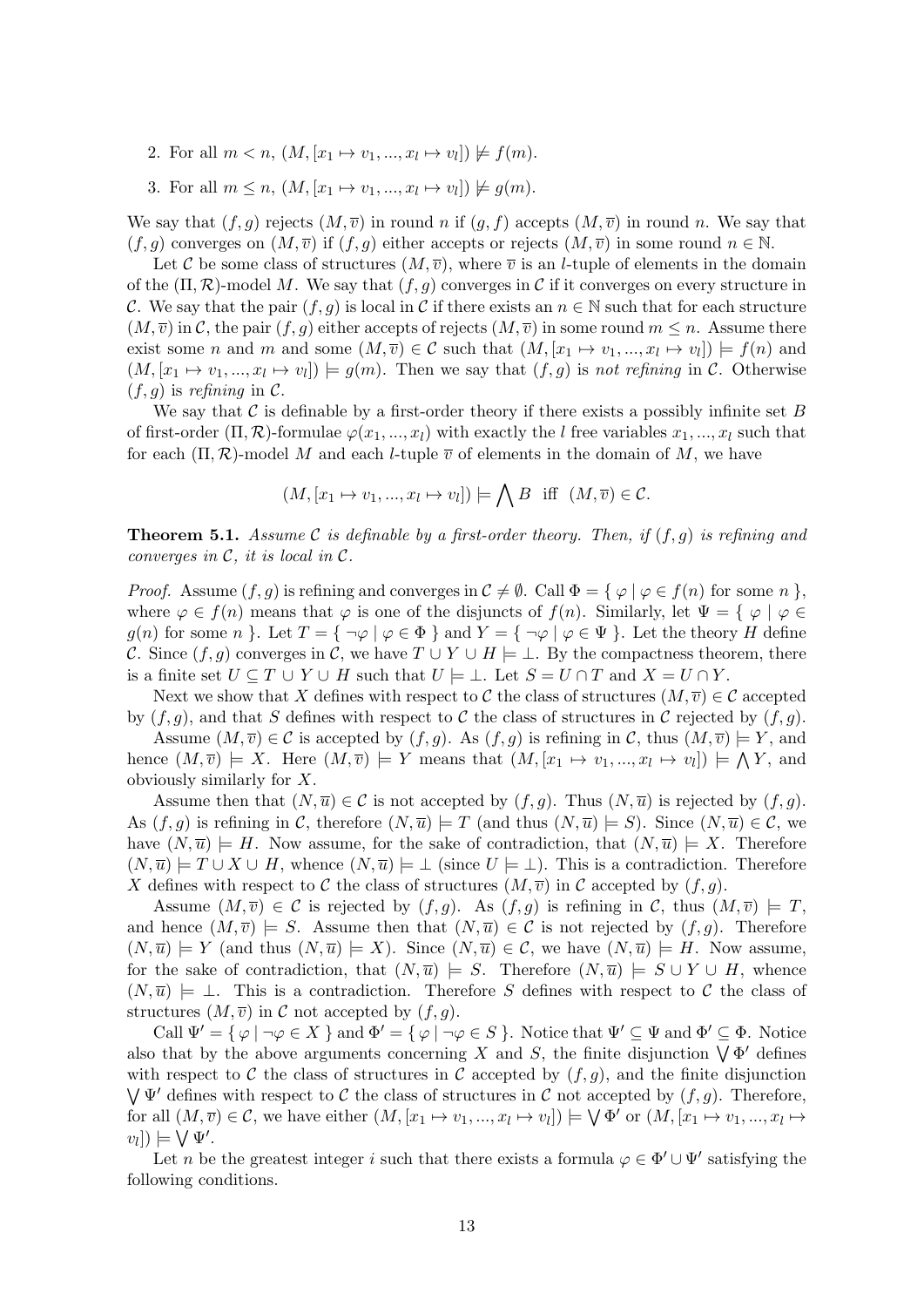2. For all $m < n$, $(M, [x_1 \mapsto v_1, ..., x_l \mapsto v_l]) \not\models f(m)$.

3. For all $m \leq n$, $(M, [x_1 \mapsto v_1, ..., x_l \mapsto v_l]) \not\models g(m)$.

We say that $(f, g)$ rejects $(M, \overline{v})$ in round $n$ if $(g, f)$ accepts $(M, \overline{v})$ in round $n$. We say that $(f, g)$ converges on $(M, \overline{v})$ if $(f, g)$ either accepts or rejects $(M, \overline{v})$ in some round $n \in \mathbb{N}$.

Let $\mathcal{C}$ be some class of structures $(M, \overline{v})$, where $\overline{v}$ is an $l$-tuple of elements in the domain of the $(\Pi, \mathcal{R})$-model $M$. We say that $(f, g)$ converges in $\mathcal{C}$ if it converges on every structure in $\mathcal{C}$. We say that the pair $(f, g)$ is local in $\mathcal{C}$ if there exists an $n \in \mathbb{N}$ such that for each structure $(M, \overline{v})$ in $\mathcal{C}$, the pair $(f, g)$ either accepts of rejects $(M, \overline{v})$ in some round $m \leq n$. Assume there exist some $n$ and $m$ and some $(M, \overline{v}) \in \mathcal{C}$ such that $(M, [x_1 \mapsto v_1, ..., x_l \mapsto v_l]) \models f(n)$ and $(M, [x_1 \mapsto v_1, ..., x_l \mapsto v_l]) \models g(m)$. Then we say that $(f, g)$ is *not refining* in $\mathcal{C}$. Otherwise $(f, g)$ is *refining* in $\mathcal{C}$.

We say that $\mathcal{C}$ is definable by a first-order theory if there exists a possibly infinite set $B$ of first-order $(\Pi, \mathcal{R})$-formulae $\varphi(x_1, ..., x_l)$ with exactly the $l$ free variables $x_1, ..., x_l$ such that for each $(\Pi, \mathcal{R})$-model $M$ and each $l$-tuple $\overline{v}$ of elements in the domain of $M$, we have

$$(M, [x_1 \mapsto v_1, ..., x_l \mapsto v_l]) \models \bigwedge B \;\text{ iff }\; (M, \overline{v}) \in \mathcal{C}.$$

**Theorem 5.1.** *Assume $\mathcal{C}$ is definable by a first-order theory. Then, if $(f, g)$ is refining and converges in $\mathcal{C}$, it is local in $\mathcal{C}$.*

*Proof.* Assume $(f, g)$ is refining and converges in $\mathcal{C} \neq \emptyset$. Call $\Phi = \{ \varphi \mid \varphi \in f(n) \text{ for some } n \}$, where $\varphi \in f(n)$ means that $\varphi$ is one of the disjuncts of $f(n)$. Similarly, let $\Psi = \{ \varphi \mid \varphi \in g(n) \text{ for some } n \}$. Let $T = \{ \neg\varphi \mid \varphi \in \Phi \}$ and $Y = \{ \neg\varphi \mid \varphi \in \Psi \}$. Let the theory $H$ define $\mathcal{C}$. Since $(f, g)$ converges in $\mathcal{C}$, we have $T \cup Y \cup H \models \bot$. By the compactness theorem, there is a finite set $U \subseteq T \cup Y \cup H$ such that $U \models \bot$. Let $S = U \cap T$ and $X = U \cap Y$.

Next we show that $X$ defines with respect to $\mathcal{C}$ the class of structures $(M, \overline{v}) \in \mathcal{C}$ accepted by $(f, g)$, and that $S$ defines with respect to $\mathcal{C}$ the class of structures in $\mathcal{C}$ rejected by $(f, g)$.

Assume $(M, \overline{v}) \in \mathcal{C}$ is accepted by $(f, g)$. As $(f, g)$ is refining in $\mathcal{C}$, thus $(M, \overline{v}) \models Y$, and hence $(M, \overline{v}) \models X$. Here $(M, \overline{v}) \models Y$ means that $(M, [x_1 \mapsto v_1, ..., x_l \mapsto v_l]) \models \bigwedge Y$, and obviously similarly for $X$.

Assume then that $(N, \overline{u}) \in \mathcal{C}$ is not accepted by $(f, g)$. Thus $(N, \overline{u})$ is rejected by $(f, g)$. As $(f, g)$ is refining in $\mathcal{C}$, therefore $(N, \overline{u}) \models T$ (and thus $(N, \overline{u}) \models S$). Since $(N, \overline{u}) \in \mathcal{C}$, we have $(N, \overline{u}) \models H$. Now assume, for the sake of contradiction, that $(N, \overline{u}) \models X$. Therefore $(N, \overline{u}) \models T \cup X \cup H$, whence $(N, \overline{u}) \models \bot$ (since $U \models \bot$). This is a contradiction. Therefore $X$ defines with respect to $\mathcal{C}$ the class of structures $(M, \overline{v})$ in $\mathcal{C}$ accepted by $(f, g)$.

Assume $(M, \overline{v}) \in \mathcal{C}$ is rejected by $(f, g)$. As $(f, g)$ is refining in $\mathcal{C}$, thus $(M, \overline{v}) \models T$, and hence $(M, \overline{v}) \models S$. Assume then that $(N, \overline{u}) \in \mathcal{C}$ is not rejected by $(f, g)$. Therefore $(N, \overline{u}) \models Y$ (and thus $(N, \overline{u}) \models X$). Since $(N, \overline{u}) \in \mathcal{C}$, we have $(N, \overline{u}) \models H$. Now assume, for the sake of contradiction, that $(N, \overline{u}) \models S$. Therefore $(N, \overline{u}) \models S \cup Y \cup H$, whence $(N, \overline{u}) \models \bot$. This is a contradiction. Therefore $S$ defines with respect to $\mathcal{C}$ the class of structures $(M, \overline{v})$ in $\mathcal{C}$ not accepted by $(f, g)$.

Call $\Psi' = \{ \varphi \mid \neg\varphi \in X \}$ and $\Phi' = \{ \varphi \mid \neg\varphi \in S \}$. Notice that $\Psi' \subseteq \Psi$ and $\Phi' \subseteq \Phi$. Notice also that by the above arguments concerning $X$ and $S$, the finite disjunction $\bigvee \Phi'$ defines with respect to $\mathcal{C}$ the class of structures in $\mathcal{C}$ accepted by $(f, g)$, and the finite disjunction $\bigvee \Psi'$ defines with respect to $\mathcal{C}$ the class of structures in $\mathcal{C}$ not accepted by $(f, g)$. Therefore, for all $(M, \overline{v}) \in \mathcal{C}$, we have either $(M, [x_1 \mapsto v_1, ..., x_l \mapsto v_l]) \models \bigvee \Phi'$ or $(M, [x_1 \mapsto v_1, ..., x_l \mapsto v_l]) \models \bigvee \Psi'$.

Let $n$ be the greatest integer $i$ such that there exists a formula $\varphi \in \Phi' \cup \Psi'$ satisfying the following conditions.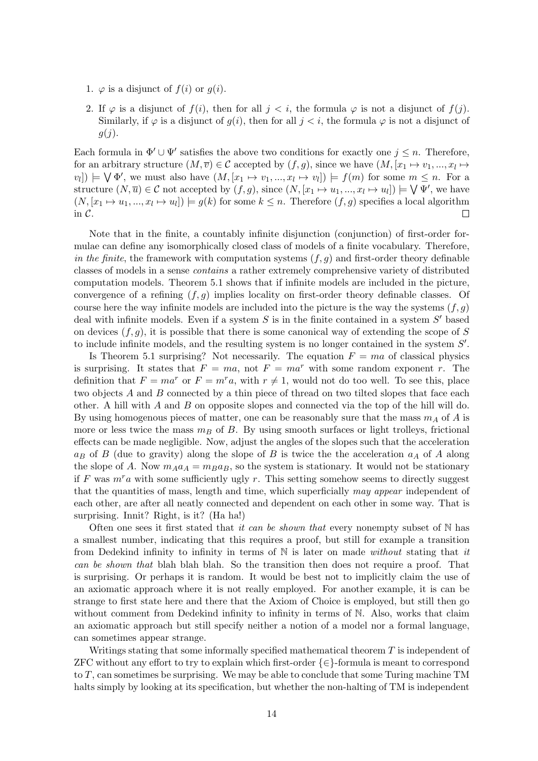1. $\varphi$ is a disjunct of $f(i)$ or $g(i)$.
2. If $\varphi$ is a disjunct of $f(i)$, then for all $j < i$, the formula $\varphi$ is not a disjunct of $f(j)$. Similarly, if $\varphi$ is a disjunct of $g(i)$, then for all $j < i$, the formula $\varphi$ is not a disjunct of $g(j)$.

Each formula in $\Phi' \cup \Psi'$ satisfies the above two conditions for exactly one $j \leq n$. Therefore, for an arbitrary structure $(M, \overline{v}) \in \mathcal{C}$ accepted by $(f, g)$, since we have $(M, [x_1 \mapsto v_1, ..., x_l \mapsto v_l]) \models \bigvee \Phi'$, we must also have $(M, [x_1 \mapsto v_1, ..., x_l \mapsto v_l]) \models f(m)$ for some $m \leq n$. For a structure $(N, \overline{u}) \in \mathcal{C}$ not accepted by $(f, g)$, since $(N, [x_1 \mapsto u_1, ..., x_l \mapsto u_l]) \models \bigvee \Psi'$, we have $(N, [x_1 \mapsto u_1, ..., x_l \mapsto u_l]) \models g(k)$ for some $k \leq n$. Therefore $(f, g)$ specifies a local algorithm in $\mathcal{C}$. □

Note that in the finite, a countably infinite disjunction (conjunction) of first-order formulae can define any isomorphically closed class of models of a finite vocabulary. Therefore, *in the finite*, the framework with computation systems $(f, g)$ and first-order theory definable classes of models in a sense *contains* a rather extremely comprehensive variety of distributed computation models. Theorem 5.1 shows that if infinite models are included in the picture, convergence of a refining $(f, g)$ implies locality on first-order theory definable classes. Of course here the way infinite models are included into the picture is the way the systems $(f, g)$ deal with infinite models. Even if a system $S$ is in the finite contained in a system $S'$ based on devices $(f, g)$, it is possible that there is some canonical way of extending the scope of $S$ to include infinite models, and the resulting system is no longer contained in the system $S'$.

Is Theorem 5.1 surprising? Not necessarily. The equation $F = ma$ of classical physics is surprising. It states that $F = ma$, not $F = ma^r$ with some random exponent $r$. The definition that $F = ma^r$ or $F = m^r a$, with $r \neq 1$, would not do too well. To see this, place two objects $A$ and $B$ connected by a thin piece of thread on two tilted slopes that face each other. A hill with $A$ and $B$ on opposite slopes and connected via the top of the hill will do. By using homogenous pieces of matter, one can be reasonably sure that the mass $m_A$ of $A$ is more or less twice the mass $m_B$ of $B$. By using smooth surfaces or light trolleys, frictional effects can be made negligible. Now, adjust the angles of the slopes such that the acceleration $a_B$ of $B$ (due to gravity) along the slope of $B$ is twice the the acceleration $a_A$ of $A$ along the slope of $A$. Now $m_A a_A = m_B a_B$, so the system is stationary. It would not be stationary if $F$ was $m^r a$ with some sufficiently ugly $r$. This setting somehow seems to directly suggest that the quantities of mass, length and time, which superficially *may appear* independent of each other, are after all neatly connected and dependent on each other in some way. That is surprising. Innit? Right, is it? (Ha ha!)

Often one sees it first stated that *it can be shown that* every nonempty subset of $\mathbb{N}$ has a smallest number, indicating that this requires a proof, but still for example a transition from Dedekind infinity to infinity in terms of $\mathbb{N}$ is later on made *without* stating that *it can be shown that* blah blah blah. So the transition then does not require a proof. That is surprising. Or perhaps it is random. It would be best not to implicitly claim the use of an axiomatic approach where it is not really employed. For another example, it is can be strange to first state here and there that the Axiom of Choice is employed, but still then go without comment from Dedekind infinity to infinity in terms of $\mathbb{N}$. Also, works that claim an axiomatic approach but still specify neither a notion of a model nor a formal language, can sometimes appear strange.

Writings stating that some informally specified mathematical theorem $T$ is independent of ZFC without any effort to try to explain which first-order $\{\in\}$-formula is meant to correspond to $T$, can sometimes be surprising. We may be able to conclude that some Turing machine TM halts simply by looking at its specification, but whether the non-halting of TM is independent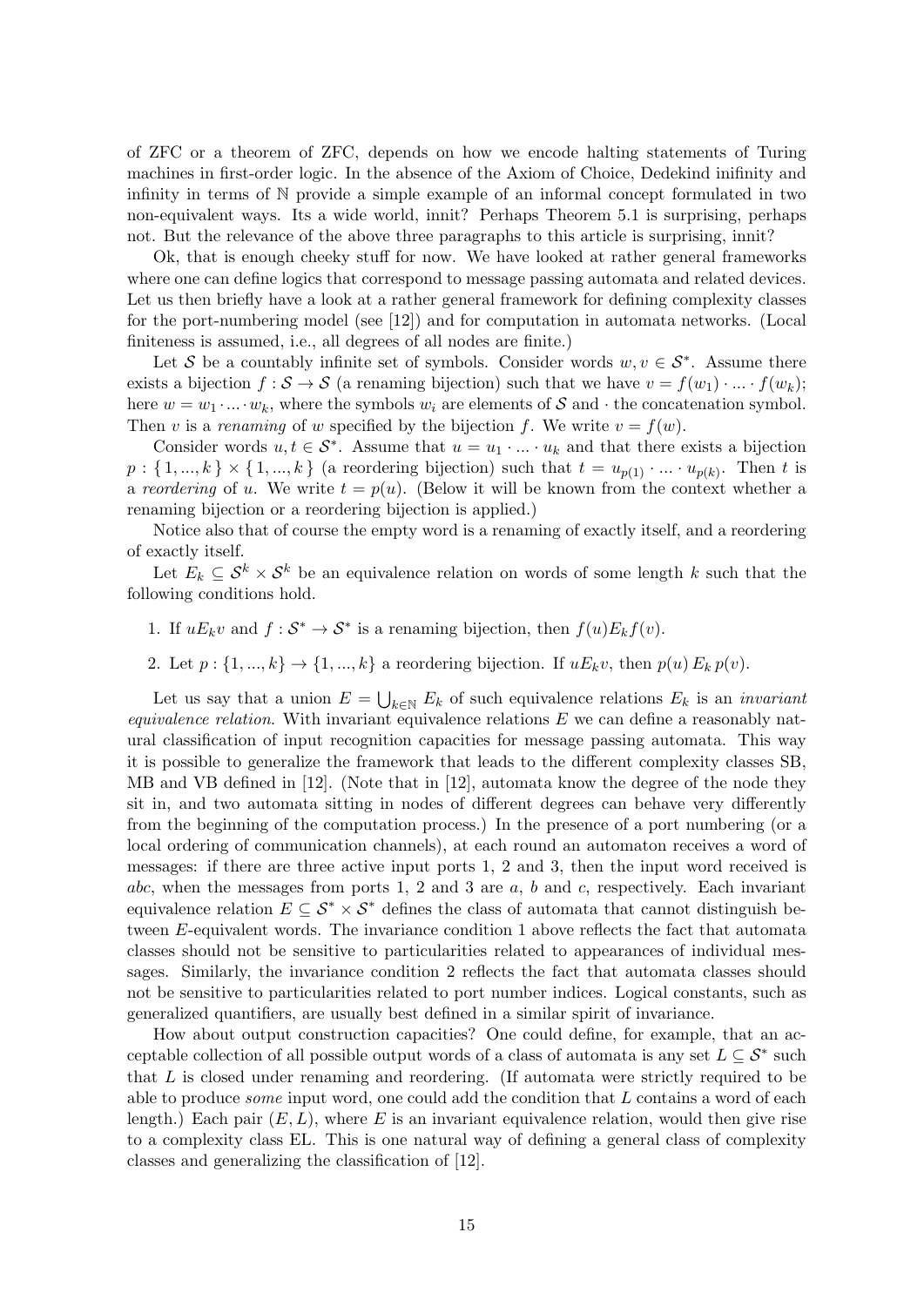of ZFC or a theorem of ZFC, depends on how we encode halting statements of Turing machines in first-order logic. In the absence of the Axiom of Choice, Dedekind inifinity and infinity in terms of $\mathbb{N}$ provide a simple example of an informal concept formulated in two non-equivalent ways. Its a wide world, innit? Perhaps Theorem 5.1 is surprising, perhaps not. But the relevance of the above three paragraphs to this article is surprising, innit?

Ok, that is enough cheeky stuff for now. We have looked at rather general frameworks where one can define logics that correspond to message passing automata and related devices. Let us then briefly have a look at a rather general framework for defining complexity classes for the port-numbering model (see [12]) and for computation in automata networks. (Local finiteness is assumed, i.e., all degrees of all nodes are finite.)

Let $\mathcal{S}$ be a countably infinite set of symbols. Consider words $w, v \in \mathcal{S}^*$. Assume there exists a bijection $f : \mathcal{S} \to \mathcal{S}$ (a renaming bijection) such that we have $v = f(w_1) \cdot ... \cdot f(w_k)$; here $w = w_1 \cdot ... \cdot w_k$, where the symbols $w_i$ are elements of $\mathcal{S}$ and $\cdot$ the concatenation symbol. Then $v$ is a *renaming* of $w$ specified by the bijection $f$. We write $v = f(w)$.

Consider words $u, t \in \mathcal{S}^*$. Assume that $u = u_1 \cdot ... \cdot u_k$ and that there exists a bijection $p : \{1, ..., k\} \times \{1, ..., k\}$ (a reordering bijection) such that $t = u_{p(1)} \cdot ... \cdot u_{p(k)}$. Then $t$ is a *reordering* of $u$. We write $t = p(u)$. (Below it will be known from the context whether a renaming bijection or a reordering bijection is applied.)

Notice also that of course the empty word is a renaming of exactly itself, and a reordering of exactly itself.

Let $E_k \subseteq \mathcal{S}^k \times \mathcal{S}^k$ be an equivalence relation on words of some length $k$ such that the following conditions hold.

1. If $uE_kv$ and $f : \mathcal{S}^* \to \mathcal{S}^*$ is a renaming bijection, then $f(u)E_kf(v)$.
2. Let $p : \{1, ..., k\} \to \{1, ..., k\}$ a reordering bijection. If $uE_kv$, then $p(u)\, E_k\, p(v)$.

Let us say that a union $E = \bigcup_{k \in \mathbb{N}} E_k$ of such equivalence relations $E_k$ is an *invariant equivalence relation*. With invariant equivalence relations $E$ we can define a reasonably natural classification of input recognition capacities for message passing automata. This way it is possible to generalize the framework that leads to the different complexity classes SB, MB and VB defined in [12]. (Note that in [12], automata know the degree of the node they sit in, and two automata sitting in nodes of different degrees can behave very differently from the beginning of the computation process.) In the presence of a port numbering (or a local ordering of communication channels), at each round an automaton receives a word of messages: if there are three active input ports 1, 2 and 3, then the input word received is $abc$, when the messages from ports 1, 2 and 3 are $a$, $b$ and $c$, respectively. Each invariant equivalence relation $E \subseteq \mathcal{S}^* \times \mathcal{S}^*$ defines the class of automata that cannot distinguish between $E$-equivalent words. The invariance condition 1 above reflects the fact that automata classes should not be sensitive to particularities related to appearances of individual messages. Similarly, the invariance condition 2 reflects the fact that automata classes should not be sensitive to particularities related to port number indices. Logical constants, such as generalized quantifiers, are usually best defined in a similar spirit of invariance.

How about output construction capacities? One could define, for example, that an acceptable collection of all possible output words of a class of automata is any set $L \subseteq \mathcal{S}^*$ such that $L$ is closed under renaming and reordering. (If automata were strictly required to be able to produce *some* input word, one could add the condition that $L$ contains a word of each length.) Each pair $(E, L)$, where $E$ is an invariant equivalence relation, would then give rise to a complexity class EL. This is one natural way of defining a general class of complexity classes and generalizing the classification of [12].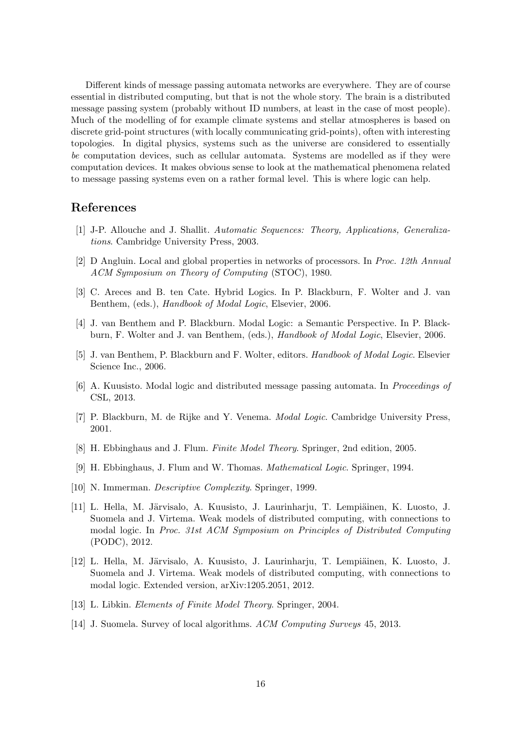Different kinds of message passing automata networks are everywhere. They are of course essential in distributed computing, but that is not the whole story. The brain is a distributed message passing system (probably without ID numbers, at least in the case of most people). Much of the modelling of for example climate systems and stellar atmospheres is based on discrete grid-point structures (with locally communicating grid-points), often with interesting topologies. In digital physics, systems such as the universe are considered to essentially *be* computation devices, such as cellular automata. Systems are modelled as if they were computation devices. It makes obvious sense to look at the mathematical phenomena related to message passing systems even on a rather formal level. This is where logic can help.

## References

[1] J-P. Allouche and J. Shallit. *Automatic Sequences: Theory, Applications, Generalizations*. Cambridge University Press, 2003.

[2] D Angluin. Local and global properties in networks of processors. In *Proc. 12th Annual ACM Symposium on Theory of Computing* (STOC), 1980.

[3] C. Areces and B. ten Cate. Hybrid Logics. In P. Blackburn, F. Wolter and J. van Benthem, (eds.), *Handbook of Modal Logic*, Elsevier, 2006.

[4] J. van Benthem and P. Blackburn. Modal Logic: a Semantic Perspective. In P. Blackburn, F. Wolter and J. van Benthem, (eds.), *Handbook of Modal Logic*, Elsevier, 2006.

[5] J. van Benthem, P. Blackburn and F. Wolter, editors. *Handbook of Modal Logic*. Elsevier Science Inc., 2006.

[6] A. Kuusisto. Modal logic and distributed message passing automata. In *Proceedings of* CSL, 2013.

[7] P. Blackburn, M. de Rijke and Y. Venema. *Modal Logic*. Cambridge University Press, 2001.

[8] H. Ebbinghaus and J. Flum. *Finite Model Theory*. Springer, 2nd edition, 2005.

[9] H. Ebbinghaus, J. Flum and W. Thomas. *Mathematical Logic*. Springer, 1994.

[10] N. Immerman. *Descriptive Complexity*. Springer, 1999.

[11] L. Hella, M. Järvisalo, A. Kuusisto, J. Laurinharju, T. Lempiäinen, K. Luosto, J. Suomela and J. Virtema. Weak models of distributed computing, with connections to modal logic. In *Proc. 31st ACM Symposium on Principles of Distributed Computing* (PODC), 2012.

[12] L. Hella, M. Järvisalo, A. Kuusisto, J. Laurinharju, T. Lempiäinen, K. Luosto, J. Suomela and J. Virtema. Weak models of distributed computing, with connections to modal logic. Extended version, arXiv:1205.2051, 2012.

[13] L. Libkin. *Elements of Finite Model Theory*. Springer, 2004.

[14] J. Suomela. Survey of local algorithms. *ACM Computing Surveys* 45, 2013.